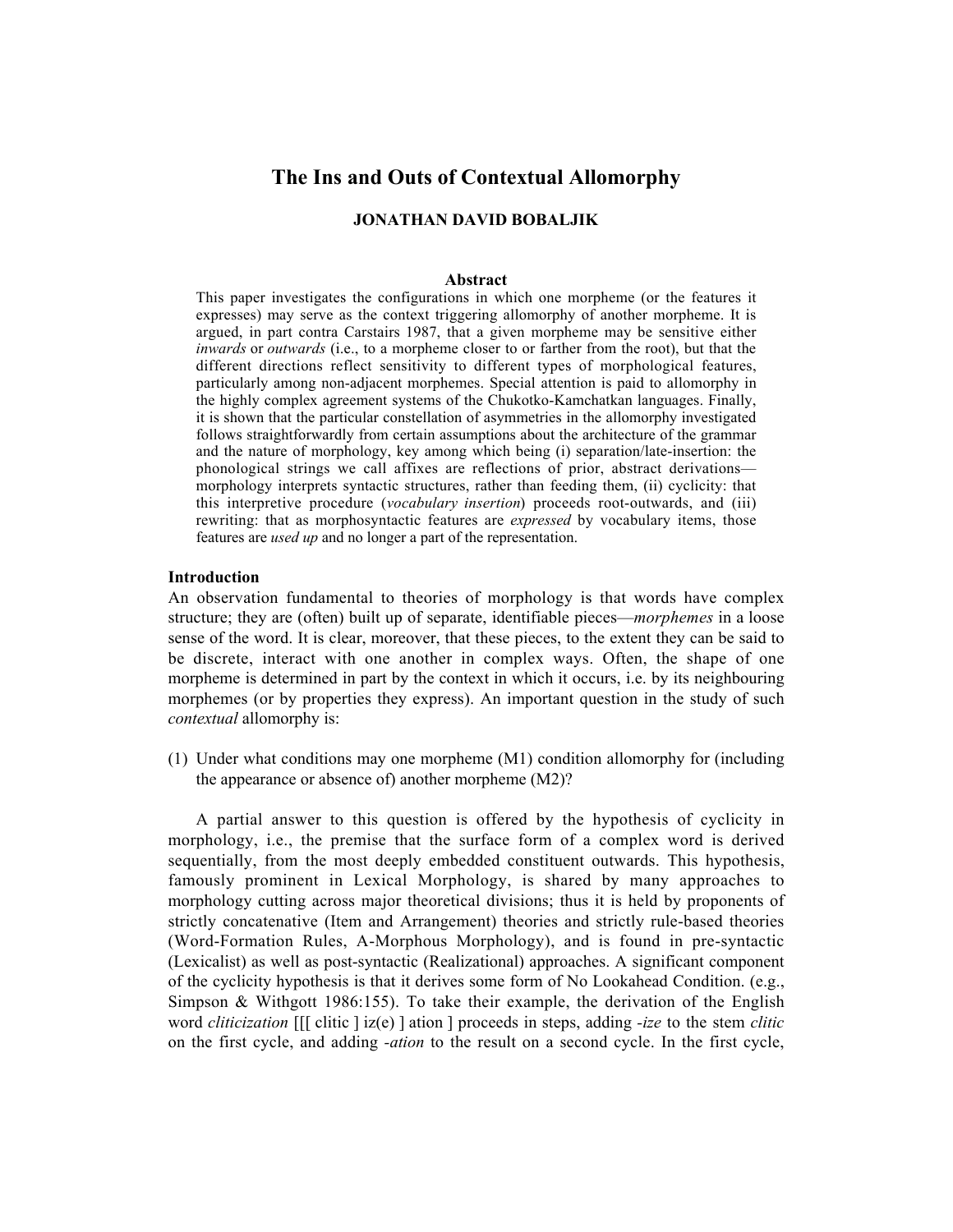# The Ins and Outs of Contextual Allomorphy

**JONATHAN DAVID BOBALJIK**

**Abstract**

This paper investigates the configurations in which one morpheme (or the features it expresses) may serve as the context triggering allomorphy of another morpheme. It is argued, in part contra Carstairs 1987, that a given morpheme may be sensitive either *inwards* or *outwards* (i.e., to a morpheme closer to or farther from the root), but that the different directions reflect sensitivity to different types of morphological features, particularly among non-adjacent morphemes. Special attention is paid to allomorphy in the highly complex agreement systems of the Chukotko-Kamchatkan languages. Finally, it is shown that the particular constellation of asymmetries in the allomorphy investigated follows straightforwardly from certain assumptions about the architecture of the grammar and the nature of morphology, key among which being (i) separation/late-insertion: the phonological strings we call affixes are reflections of prior, abstract derivations—morphology interprets syntactic structures, rather than feeding them, (ii) cyclicity: that this interpretive procedure (*vocabulary insertion*) proceeds root-outwards, and (iii) rewriting: that as morphosyntactic features are *expressed* by vocabulary items, those features are *used up* and no longer a part of the representation.

**Introduction**

An observation fundamental to theories of morphology is that words have complex structure; they are (often) built up of separate, identifiable pieces—*morphemes* in a loose sense of the word. It is clear, moreover, that these pieces, to the extent they can be said to be discrete, interact with one another in complex ways. Often, the shape of one morpheme is determined in part by the context in which it occurs, i.e. by its neighbouring morphemes (or by properties they express). An important question in the study of such *contextual* allomorphy is:

(1) Under what conditions may one morpheme (M1) condition allomorphy for (including the appearance or absence of) another morpheme (M2)?

A partial answer to this question is offered by the hypothesis of cyclicity in morphology, i.e., the premise that the surface form of a complex word is derived sequentially, from the most deeply embedded constituent outwards. This hypothesis, famously prominent in Lexical Morphology, is shared by many approaches to morphology cutting across major theoretical divisions; thus it is held by proponents of strictly concatenative (Item and Arrangement) theories and strictly rule-based theories (Word-Formation Rules, A-Morphous Morphology), and is found in pre-syntactic (Lexicalist) as well as post-syntactic (Realizational) approaches. A significant component of the cyclicity hypothesis is that it derives some form of No Lookahead Condition. (e.g., Simpson & Withgott 1986:155). To take their example, the derivation of the English word *cliticization* [[[ clitic ] iz(e) ] ation ] proceeds in steps, adding *-ize* to the stem *clitic* on the first cycle, and adding *-ation* to the result on a second cycle. In the first cycle,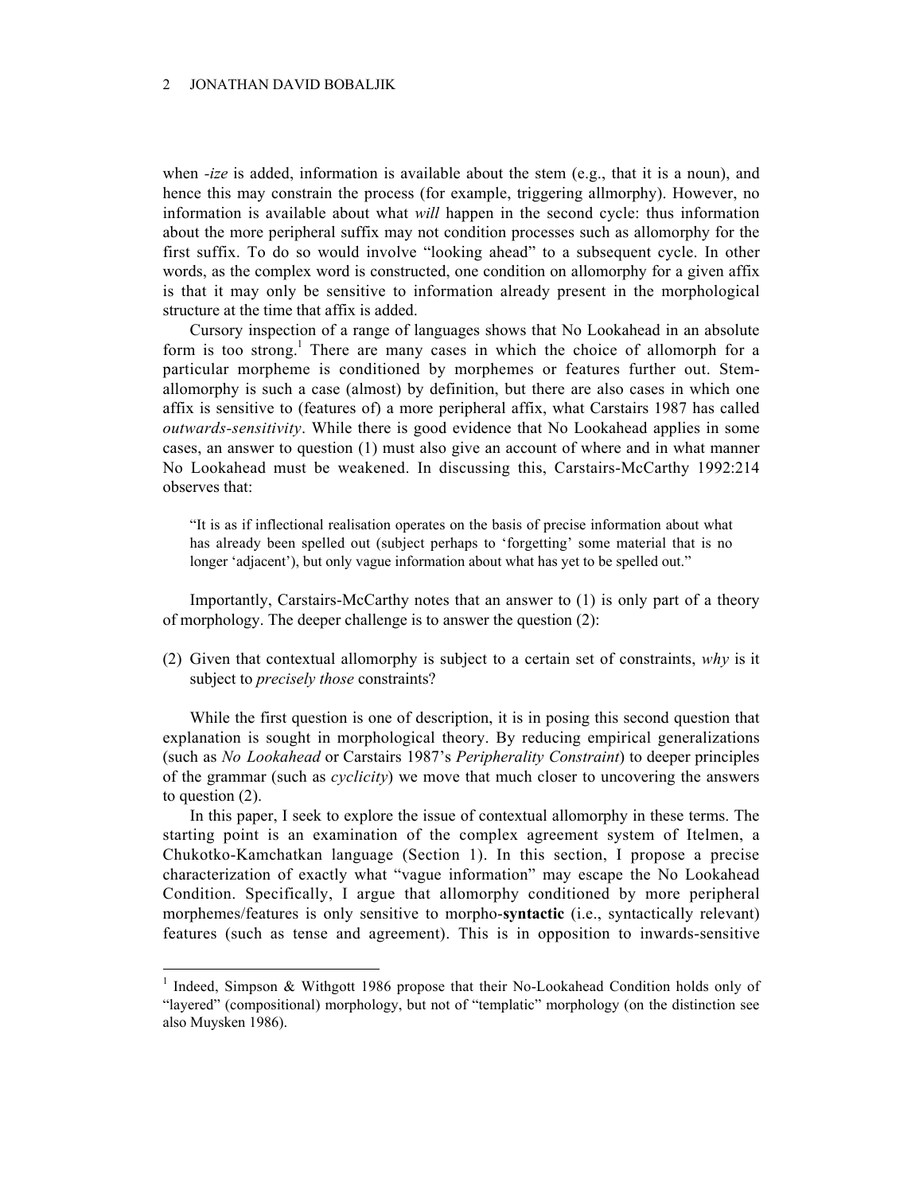when *-ize* is added, information is available about the stem (e.g., that it is a noun), and hence this may constrain the process (for example, triggering allmorphy). However, no information is available about what *will* happen in the second cycle: thus information about the more peripheral suffix may not condition processes such as allomorphy for the first suffix. To do so would involve "looking ahead" to a subsequent cycle. In other words, as the complex word is constructed, one condition on allomorphy for a given affix is that it may only be sensitive to information already present in the morphological structure at the time that affix is added.

Cursory inspection of a range of languages shows that No Lookahead in an absolute form is too strong.[1] There are many cases in which the choice of allomorph for a particular morpheme is conditioned by morphemes or features further out. Stem-allomorphy is such a case (almost) by definition, but there are also cases in which one affix is sensitive to (features of) a more peripheral affix, what Carstairs 1987 has called *outwards-sensitivity*. While there is good evidence that No Lookahead applies in some cases, an answer to question (1) must also give an account of where and in what manner No Lookahead must be weakened. In discussing this, Carstairs-McCarthy 1992:214 observes that:

> "It is as if inflectional realisation operates on the basis of precise information about what has already been spelled out (subject perhaps to 'forgetting' some material that is no longer 'adjacent'), but only vague information about what has yet to be spelled out."

Importantly, Carstairs-McCarthy notes that an answer to (1) is only part of a theory of morphology. The deeper challenge is to answer the question (2):

(2) Given that contextual allomorphy is subject to a certain set of constraints, *why* is it subject to *precisely those* constraints?

While the first question is one of description, it is in posing this second question that explanation is sought in morphological theory. By reducing empirical generalizations (such as *No Lookahead* or Carstairs 1987's *Peripherality Constraint*) to deeper principles of the grammar (such as *cyclicity*) we move that much closer to uncovering the answers to question (2).

In this paper, I seek to explore the issue of contextual allomorphy in these terms. The starting point is an examination of the complex agreement system of Itelmen, a Chukotko-Kamchatkan language (Section 1). In this section, I propose a precise characterization of exactly what "vague information" may escape the No Lookahead Condition. Specifically, I argue that allomorphy conditioned by more peripheral morphemes/features is only sensitive to morpho-**syntactic** (i.e., syntactically relevant) features (such as tense and agreement). This is in opposition to inwards-sensitive

[1] Indeed, Simpson & Withgott 1986 propose that their No-Lookahead Condition holds only of "layered" (compositional) morphology, but not of "templatic" morphology (on the distinction see also Muysken 1986).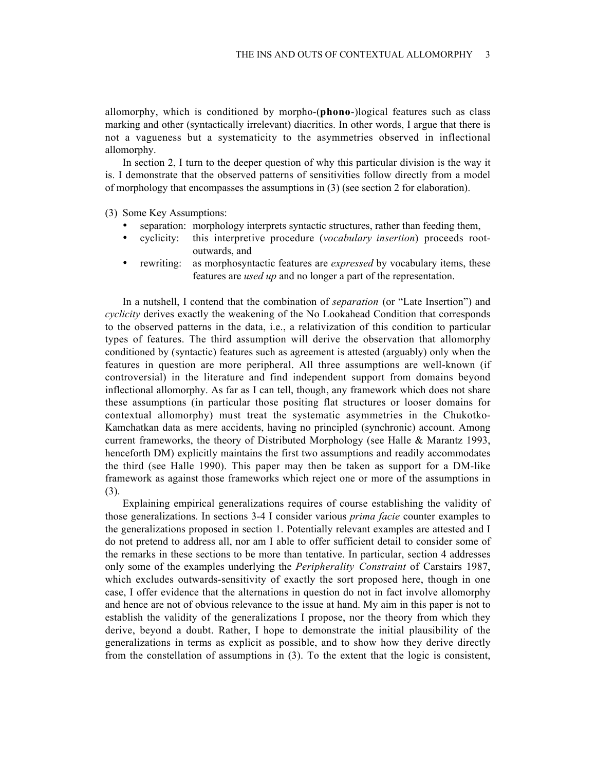allomorphy, which is conditioned by morpho-(**phono**-)logical features such as class marking and other (syntactically irrelevant) diacritics. In other words, I argue that there is not a vagueness but a systematicity to the asymmetries observed in inflectional allomorphy.

In section 2, I turn to the deeper question of why this particular division is the way it is. I demonstrate that the observed patterns of sensitivities follow directly from a model of morphology that encompasses the assumptions in (3) (see section 2 for elaboration).

(3) Some Key Assumptions:

- separation: morphology interprets syntactic structures, rather than feeding them,
- cyclicity: this interpretive procedure (*vocabulary insertion*) proceeds root-outwards, and
- rewriting: as morphosyntactic features are *expressed* by vocabulary items, these features are *used up* and no longer a part of the representation.

In a nutshell, I contend that the combination of *separation* (or "Late Insertion") and *cyclicity* derives exactly the weakening of the No Lookahead Condition that corresponds to the observed patterns in the data, i.e., a relativization of this condition to particular types of features. The third assumption will derive the observation that allomorphy conditioned by (syntactic) features such as agreement is attested (arguably) only when the features in question are more peripheral. All three assumptions are well-known (if controversial) in the literature and find independent support from domains beyond inflectional allomorphy. As far as I can tell, though, any framework which does not share these assumptions (in particular those positing flat structures or looser domains for contextual allomorphy) must treat the systematic asymmetries in the Chukotko-Kamchatkan data as mere accidents, having no principled (synchronic) account. Among current frameworks, the theory of Distributed Morphology (see Halle & Marantz 1993, henceforth DM) explicitly maintains the first two assumptions and readily accommodates the third (see Halle 1990). This paper may then be taken as support for a DM-like framework as against those frameworks which reject one or more of the assumptions in (3).

Explaining empirical generalizations requires of course establishing the validity of those generalizations. In sections 3-4 I consider various *prima facie* counter examples to the generalizations proposed in section 1. Potentially relevant examples are attested and I do not pretend to address all, nor am I able to offer sufficient detail to consider some of the remarks in these sections to be more than tentative. In particular, section 4 addresses only some of the examples underlying the *Peripherality Constraint* of Carstairs 1987, which excludes outwards-sensitivity of exactly the sort proposed here, though in one case, I offer evidence that the alternations in question do not in fact involve allomorphy and hence are not of obvious relevance to the issue at hand. My aim in this paper is not to establish the validity of the generalizations I propose, nor the theory from which they derive, beyond a doubt. Rather, I hope to demonstrate the initial plausibility of the generalizations in terms as explicit as possible, and to show how they derive directly from the constellation of assumptions in (3). To the extent that the logic is consistent,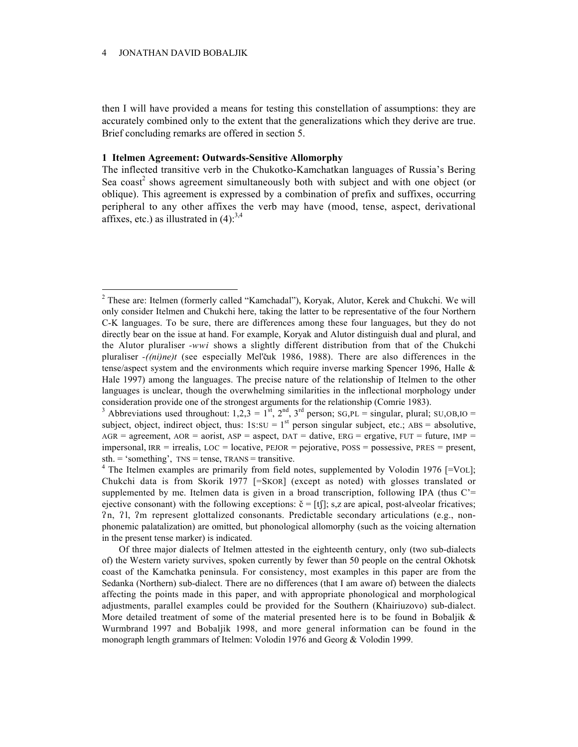then I will have provided a means for testing this constellation of assumptions: they are accurately combined only to the extent that the generalizations which they derive are true. Brief concluding remarks are offered in section 5.

## 1 Itelmen Agreement: Outwards-Sensitive Allomorphy

The inflected transitive verb in the Chukotko-Kamchatkan languages of Russia's Bering Sea coast[2] shows agreement simultaneously both with subject and with one object (or oblique). This agreement is expressed by a combination of prefix and suffixes, occurring peripheral to any other affixes the verb may have (mood, tense, aspect, derivational affixes, etc.) as illustrated in (4):[3,4]

---

[2] These are: Itelmen (formerly called "Kamchadal"), Koryak, Alutor, Kerek and Chukchi. We will only consider Itelmen and Chukchi here, taking the latter to be representative of the four Northern C-K languages. To be sure, there are differences among these four languages, but they do not directly bear on the issue at hand. For example, Koryak and Alutor distinguish dual and plural, and the Alutor pluraliser *-wwi* shows a slightly different distribution from that of the Chukchi pluraliser *-((ni)ne)t* (see especially Mel'čuk 1986, 1988). There are also differences in the tense/aspect system and the environments which require inverse marking Spencer 1996, Halle & Hale 1997) among the languages. The precise nature of the relationship of Itelmen to the other languages is unclear, though the overwhelming similarities in the inflectional morphology under consideration provide one of the strongest arguments for the relationship (Comrie 1983).

[3] Abbreviations used throughout: 1,2,3 = 1st, 2nd, 3rd person; SG,PL = singular, plural; SU,OB,IO = subject, object, indirect object, thus: 1S:SU = 1st person singular subject, etc.; ABS = absolutive, AGR = agreement, AOR = aorist, ASP = aspect, DAT = dative, ERG = ergative, FUT = future, IMP = impersonal, IRR = irrealis, LOC = locative, PEJOR = pejorative, POSS = possessive, PRES = present, sth. = 'something', TNS = tense, TRANS = transitive.

[4] The Itelmen examples are primarily from field notes, supplemented by Volodin 1976 [=VOL]; Chukchi data is from Skorik 1977 [=SKOR] (except as noted) with glosses translated or supplemented by me. Itelmen data is given in a broad transcription, following IPA (thus C'= ejective consonant) with the following exceptions: č = [tʃ]; s,z are apical, post-alveolar fricatives; ʔn, ʔl, ʔm represent glottalized consonants. Predictable secondary articulations (e.g., non-phonemic palatalization) are omitted, but phonological allomorphy (such as the voicing alternation in the present tense marker) is indicated.

Of three major dialects of Itelmen attested in the eighteenth century, only (two sub-dialects of) the Western variety survives, spoken currently by fewer than 50 people on the central Okhotsk coast of the Kamchatka peninsula. For consistency, most examples in this paper are from the Sedanka (Northern) sub-dialect. There are no differences (that I am aware of) between the dialects affecting the points made in this paper, and with appropriate phonological and morphological adjustments, parallel examples could be provided for the Southern (Khairiuzovo) sub-dialect. More detailed treatment of some of the material presented here is to be found in Bobaljik & Wurmbrand 1997 and Bobaljik 1998, and more general information can be found in the monograph length grammars of Itelmen: Volodin 1976 and Georg & Volodin 1999.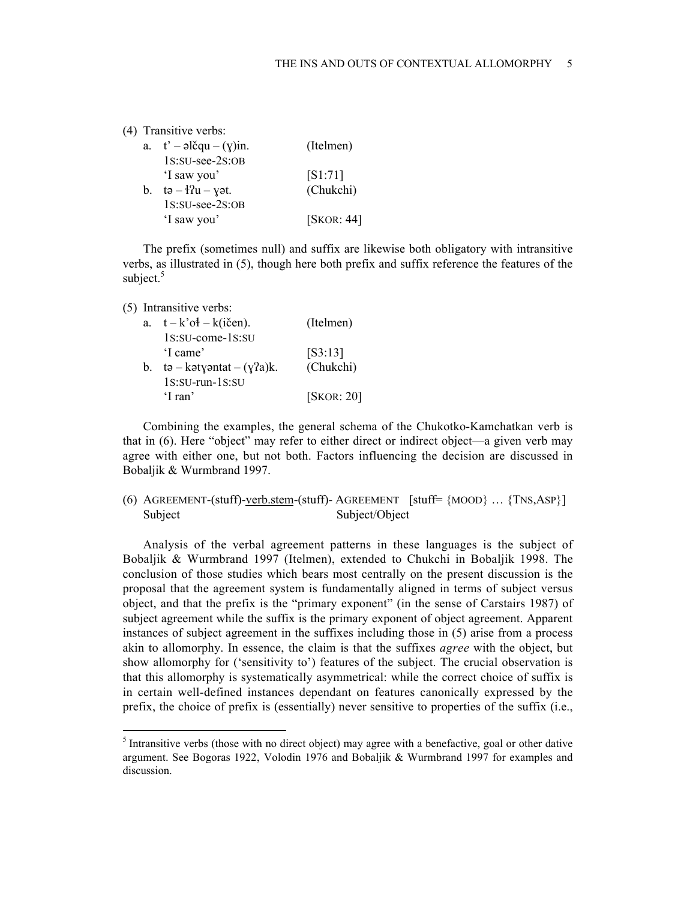(4) Transitive verbs:

a. t’ – əlčqu – (ɣ)in. (Itelmen)
   1S:SU-see-2S:OB
   ‘I saw you’ [S1:71]

b. tə – ɬʔu – ɣət. (Chukchi)
   1S:SU-see-2S:OB
   ‘I saw you’ [SKOR: 44]

The prefix (sometimes null) and suffix are likewise both obligatory with intransitive verbs, as illustrated in (5), though here both prefix and suffix reference the features of the subject.[5]

(5) Intransitive verbs:

a. t – k’oɬ – k(ičen). (Itelmen)
   1S:SU-come-1S:SU
   ‘I came’ [S3:13]

b. tə – kətɣəntat – (ɣʔa)k. (Chukchi)
   1S:SU-run-1S:SU
   ‘I ran’ [SKOR: 20]

Combining the examples, the general schema of the Chukotko-Kamchatkan verb is that in (6). Here “object” may refer to either direct or indirect object—a given verb may agree with either one, but not both. Factors influencing the decision are discussed in Bobaljik & Wurmbrand 1997.

(6) AGREEMENT-(stuff)-verb.stem-(stuff)- AGREEMENT [stuff= {MOOD} … {TNS,ASP}]
   Subject Subject/Object

Analysis of the verbal agreement patterns in these languages is the subject of Bobaljik & Wurmbrand 1997 (Itelmen), extended to Chukchi in Bobaljik 1998. The conclusion of those studies which bears most centrally on the present discussion is the proposal that the agreement system is fundamentally aligned in terms of subject versus object, and that the prefix is the “primary exponent” (in the sense of Carstairs 1987) of subject agreement while the suffix is the primary exponent of object agreement. Apparent instances of subject agreement in the suffixes including those in (5) arise from a process akin to allomorphy. In essence, the claim is that the suffixes *agree* with the object, but show allomorphy for (‘sensitivity to’) features of the subject. The crucial observation is that this allomorphy is systematically asymmetrical: while the correct choice of suffix is in certain well-defined instances dependant on features canonically expressed by the prefix, the choice of prefix is (essentially) never sensitive to properties of the suffix (i.e.,

[5] Intransitive verbs (those with no direct object) may agree with a benefactive, goal or other dative argument. See Bogoras 1922, Volodin 1976 and Bobaljik & Wurmbrand 1997 for examples and discussion.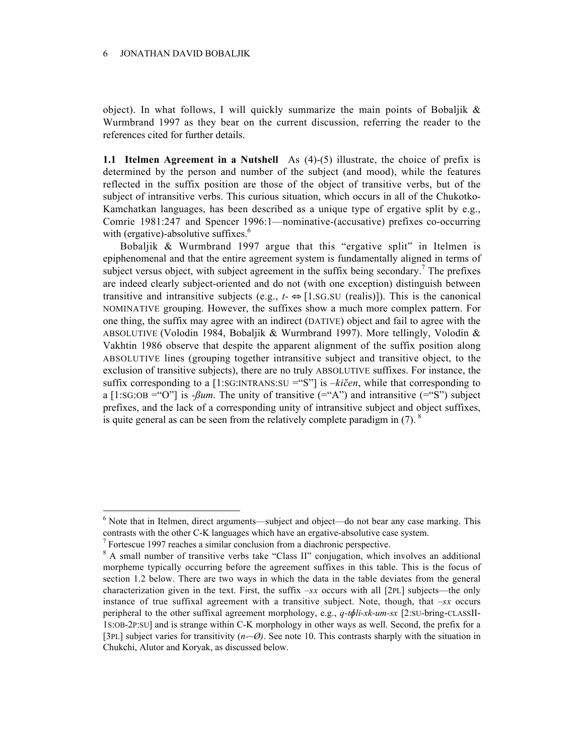object). In what follows, I will quickly summarize the main points of Bobaljik & Wurmbrand 1997 as they bear on the current discussion, referring the reader to the references cited for further details.

**1.1 Itelmen Agreement in a Nutshell** As (4)-(5) illustrate, the choice of prefix is determined by the person and number of the subject (and mood), while the features reflected in the suffix position are those of the object of transitive verbs, but of the subject of intransitive verbs. This curious situation, which occurs in all of the Chukotko-Kamchatkan languages, has been described as a unique type of ergative split by e.g., Comrie 1981:247 and Spencer 1996:1—nominative-(accusative) prefixes co-occurring with (ergative)-absolutive suffixes.[6]

Bobaljik & Wurmbrand 1997 argue that this "ergative split" in Itelmen is epiphenomenal and that the entire agreement system is fundamentally aligned in terms of subject versus object, with subject agreement in the suffix being secondary.[7] The prefixes are indeed clearly subject-oriented and do not (with one exception) distinguish between transitive and intransitive subjects (e.g., *t-* ⇔ [1.SG.SU (realis)]). This is the canonical NOMINATIVE grouping. However, the suffixes show a much more complex pattern. For one thing, the suffix may agree with an indirect (DATIVE) object and fail to agree with the ABSOLUTIVE (Volodin 1984, Bobaljik & Wurmbrand 1997). More tellingly, Volodin & Vakhtin 1986 observe that despite the apparent alignment of the suffix position along ABSOLUTIVE lines (grouping together intransitive subject and transitive object, to the exclusion of transitive subjects), there are no truly ABSOLUTIVE suffixes. For instance, the suffix corresponding to a [1:SG:INTRANS:SU ="S"] is *–kičen*, while that corresponding to a [1:SG:OB ="O"] is *-βum*. The unity of transitive (="A") and intransitive (="S") subject prefixes, and the lack of a corresponding unity of intransitive subject and object suffixes, is quite general as can be seen from the relatively complete paradigm in (7).[8]

---

[6] Note that in Itelmen, direct arguments—subject and object—do not bear any case marking. This contrasts with the other C-K languages which have an ergative-absolutive case system.

[7] Fortescue 1997 reaches a similar conclusion from a diachronic perspective.

[8] A small number of transitive verbs take "Class II" conjugation, which involves an additional morpheme typically occurring before the agreement suffixes in this table. This is the focus of section 1.2 below. There are two ways in which the data in the table deviates from the general characterization given in the text. First, the suffix *–sx* occurs with all [2PL] subjects—the only instance of true suffixal agreement with a transitive subject. Note, though, that *–sx* occurs peripheral to the other suffixal agreement morphology, e.g., *q-tɸli-xk-um-sx* [2:SU-bring-CLASSII-1S:OB-2P:SU] and is strange within C-K morphology in other ways as well. Second, the prefix for a [3PL] subject varies for transitivity (*n-~Ø)*. See note 10. This contrasts sharply with the situation in Chukchi, Alutor and Koryak, as discussed below.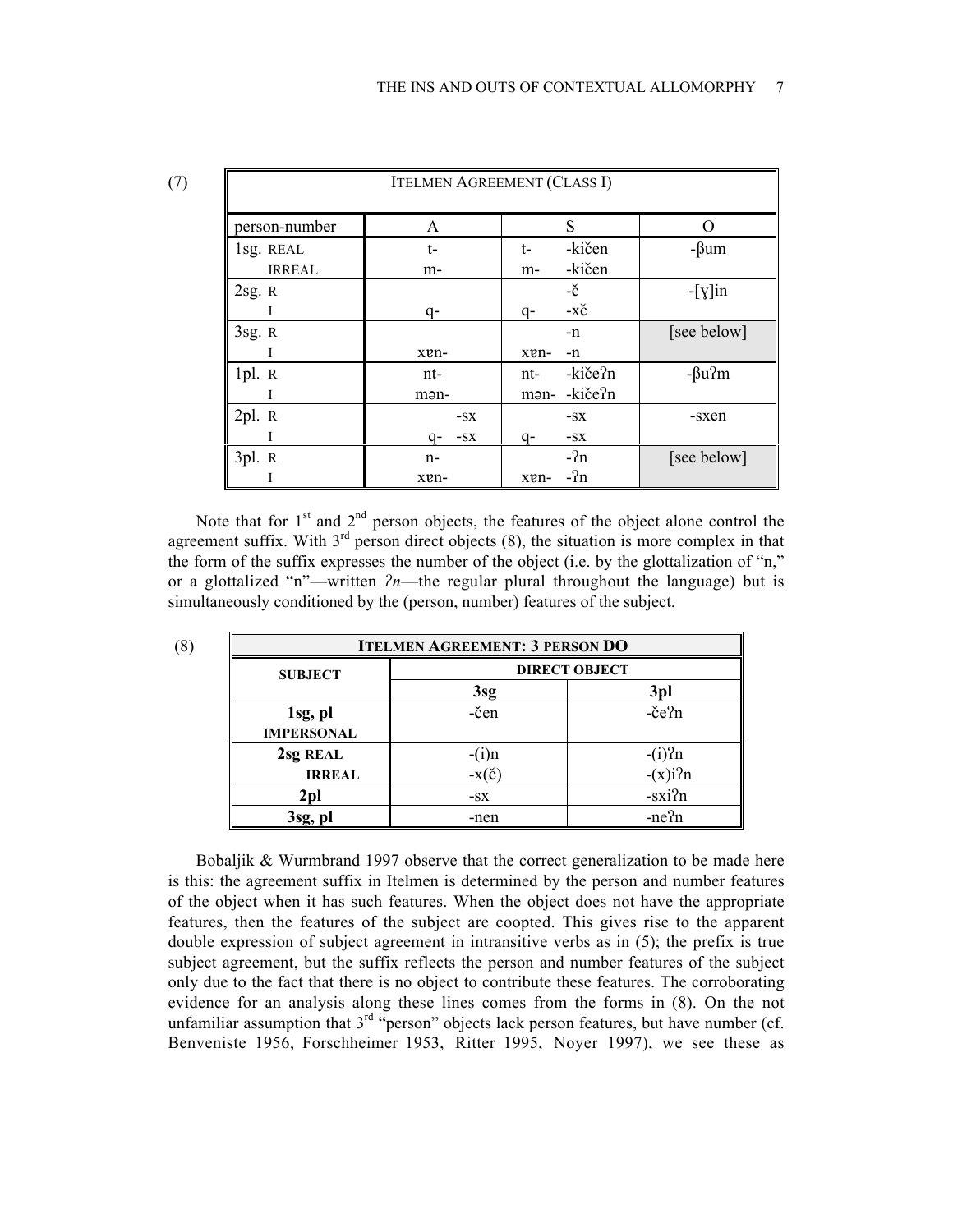(7)

| ITELMEN AGREEMENT (CLASS I) | | | |
|---|---|---|---|
| person-number | A | S | O |
| 1sg. REAL | t- | t- -kičen | -βum |
| IRREAL | m- | m- -kičen | |
| 2sg. R | | -č | -[ɣ]in |
| I | q- | q- -xč | |
| 3sg. R | | -n | [see below] |
| I | xɐn- | xɐn- -n | |
| 1pl. R | nt- | nt- -kičeʔn | -βuʔm |
| I | mən- | mən- -kičeʔn | |
| 2pl. R | -sx | -sx | -sxen |
| I | q- -sx | q- -sx | |
| 3pl. R | n- | -ʔn | [see below] |
| I | xɐn- | xɐn- -ʔn | |

Note that for 1st and 2nd person objects, the features of the object alone control the agreement suffix. With 3rd person direct objects (8), the situation is more complex in that the form of the suffix expresses the number of the object (i.e. by the glottalization of "n," or a glottalized "n"—written *ʔn*—the regular plural throughout the language) but is simultaneously conditioned by the (person, number) features of the subject.

(8)

| **ITELMEN AGREEMENT: 3 PERSON DO** | | |
|---|---|---|
| **SUBJECT** | **DIRECT OBJECT** | |
| | **3sg** | **3pl** |
| **1sg, pl IMPERSONAL** | -čen | -čeʔn |
| **2sg REAL** | -(i)n | -(i)ʔn |
| **IRREAL** | -x(č) | -(x)iʔn |
| **2pl** | -sx | -sxiʔn |
| **3sg, pl** | -nen | -neʔn |

Bobaljik & Wurmbrand 1997 observe that the correct generalization to be made here is this: the agreement suffix in Itelmen is determined by the person and number features of the object when it has such features. When the object does not have the appropriate features, then the features of the subject are coopted. This gives rise to the apparent double expression of subject agreement in intransitive verbs as in (5); the prefix is true subject agreement, but the suffix reflects the person and number features of the subject only due to the fact that there is no object to contribute these features. The corroborating evidence for an analysis along these lines comes from the forms in (8). On the not unfamiliar assumption that 3rd "person" objects lack person features, but have number (cf. Benveniste 1956, Forschheimer 1953, Ritter 1995, Noyer 1997), we see these as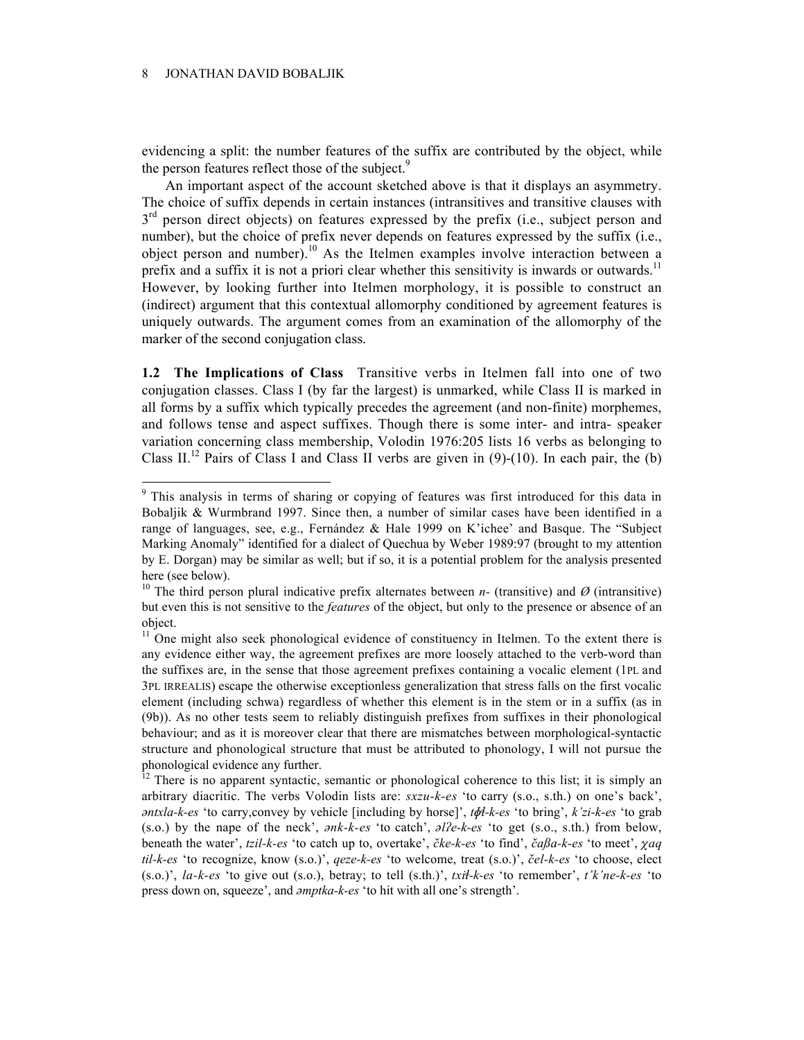evidencing a split: the number features of the suffix are contributed by the object, while the person features reflect those of the subject.[9]

An important aspect of the account sketched above is that it displays an asymmetry. The choice of suffix depends in certain instances (intransitives and transitive clauses with 3rd person direct objects) on features expressed by the prefix (i.e., subject person and number), but the choice of prefix never depends on features expressed by the suffix (i.e., object person and number).[10] As the Itelmen examples involve interaction between a prefix and a suffix it is not a priori clear whether this sensitivity is inwards or outwards.[11] However, by looking further into Itelmen morphology, it is possible to construct an (indirect) argument that this contextual allomorphy conditioned by agreement features is uniquely outwards. The argument comes from an examination of the allomorphy of the marker of the second conjugation class.

**1.2 The Implications of Class** Transitive verbs in Itelmen fall into one of two conjugation classes. Class I (by far the largest) is unmarked, while Class II is marked in all forms by a suffix which typically precedes the agreement (and non-finite) morphemes, and follows tense and aspect suffixes. Though there is some inter- and intra- speaker variation concerning class membership, Volodin 1976:205 lists 16 verbs as belonging to Class II.[12] Pairs of Class I and Class II verbs are given in (9)-(10). In each pair, the (b)

---

[9] This analysis in terms of sharing or copying of features was first introduced for this data in Bobaljik & Wurmbrand 1997. Since then, a number of similar cases have been identified in a range of languages, see, e.g., Fernández & Hale 1999 on K'ichee' and Basque. The "Subject Marking Anomaly" identified for a dialect of Quechua by Weber 1989:97 (brought to my attention by E. Dorgan) may be similar as well; but if so, it is a potential problem for the analysis presented here (see below).

[10] The third person plural indicative prefix alternates between *n-* (transitive) and *Ø* (intransitive) but even this is not sensitive to the *features* of the object, but only to the presence or absence of an object.

[11] One might also seek phonological evidence of constituency in Itelmen. To the extent there is any evidence either way, the agreement prefixes are more loosely attached to the verb-word than the suffixes are, in the sense that those agreement prefixes containing a vocalic element (1PL and 3PL IRREALIS) escape the otherwise exceptionless generalization that stress falls on the first vocalic element (including schwa) regardless of whether this element is in the stem or in a suffix (as in (9b)). As no other tests seem to reliably distinguish prefixes from suffixes in their phonological behaviour; and as it is moreover clear that there are mismatches between morphological-syntactic structure and phonological structure that must be attributed to phonology, I will not pursue the phonological evidence any further.

[12] There is no apparent syntactic, semantic or phonological coherence to this list; it is simply an arbitrary diacritic. The verbs Volodin lists are: *sxzu-k-es* 'to carry (s.o., s.th.) on one's back', *əntxla-k-es* 'to carry,convey by vehicle [including by horse]', *tɸɬ-k-es* 'to bring', *k'zi-k-es* 'to grab (s.o.) by the nape of the neck', *ənk-k-es* 'to catch', *əlʔe-k-es* 'to get (s.o., s.th.) from below, beneath the water', *tzil-k-es* 'to catch up to, overtake', *čke-k-es* 'to find', *čaβa-k-es* 'to meet', *χaq til-k-es* 'to recognize, know (s.o.)', *qeze-k-es* 'to welcome, treat (s.o.)', *čel-k-es* 'to choose, elect (s.o.)', *la-k-es* 'to give out (s.o.), betray; to tell (s.th.)', *txiɬ-k-es* 'to remember', *t'k'ne-k-es* 'to press down on, squeeze', and *əmptka-k-es* 'to hit with all one's strength'.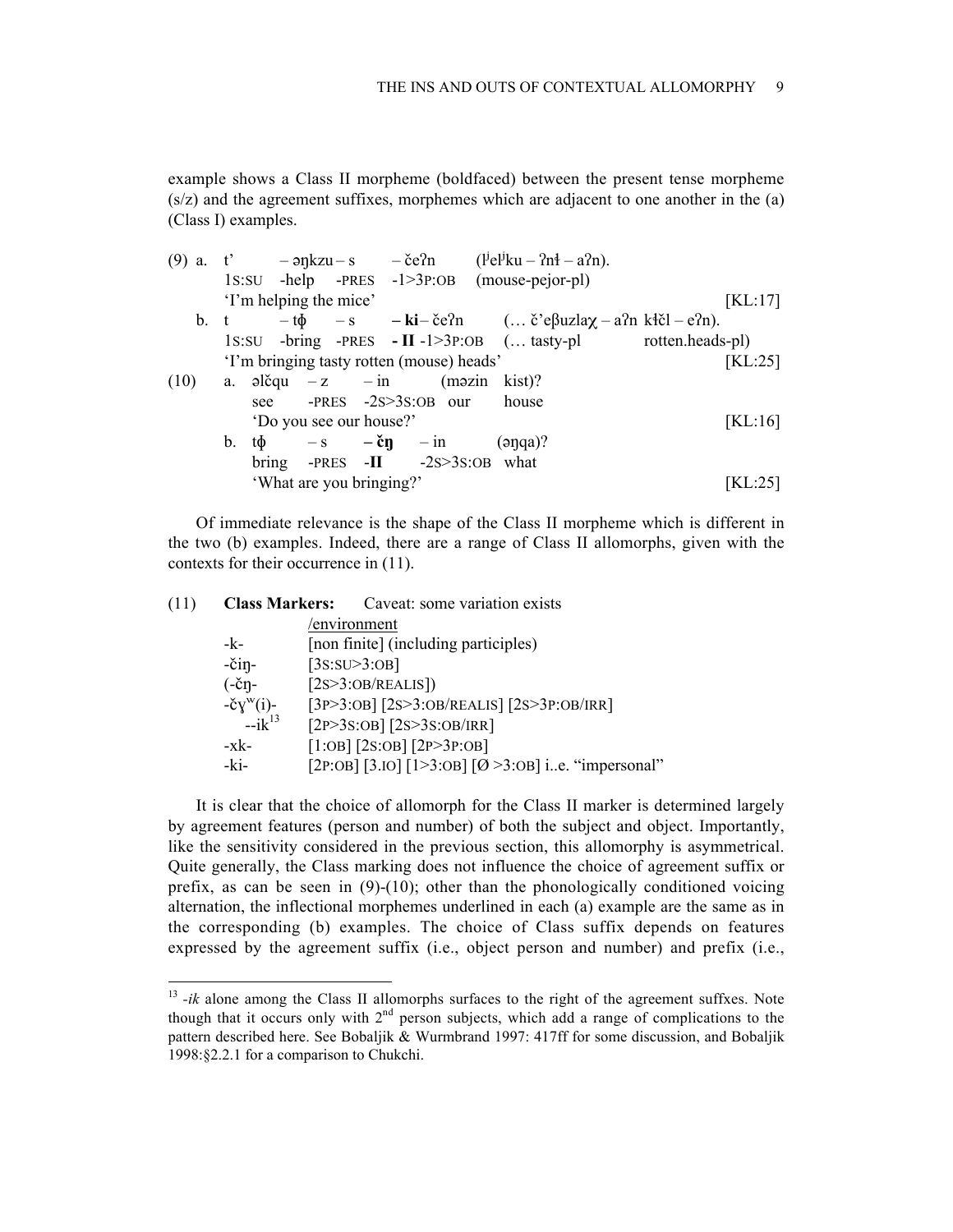example shows a Class II morpheme (boldfaced) between the present tense morpheme (s/z) and the agreement suffixes, morphemes which are adjacent to one another in the (a) (Class I) examples.

(9) a. t' – əŋkzu – s – čeʔn (lʲelʲku – ʔnɬ – aʔn).
  1S:SU -help -PRES -1>3P:OB (mouse-pejor-pl)
  'I'm helping the mice' [KL:17]

 b. t – tɸ – s **– ki** – čeʔn (… č'eβuzlaχ – aʔn kɬčl – eʔn).
  1S:SU -bring -PRES **- II** -1>3P:OB (… tasty-pl rotten.heads-pl)
  'I'm bringing tasty rotten (mouse) heads' [KL:25]

(10) a. əlčqu – z – in (məzin kist)?
  see -PRES -2S>3S:OB our house
  'Do you see our house?' [KL:16]

 b. tɸ – s **– čŋ** – in (əŋqa)?
  bring -PRES **-II** -2S>3S:OB what
  'What are you bringing?' [KL:25]

Of immediate relevance is the shape of the Class II morpheme which is different in the two (b) examples. Indeed, there are a range of Class II allomorphs, given with the contexts for their occurrence in (11).

(11) **Class Markers:** Caveat: some variation exists

| | /environment |
|---|---|
| -k- | [non finite] (including participles) |
| -čiŋ- | [3S:SU>3:OB] |
| (-čŋ- | [2S>3:OB/REALIS]) |
| -čɣʷ(i)- | [3P>3:OB] [2S>3:OB/REALIS] [2S>3P:OB/IRR] |
| --ik[13] | [2P>3S:OB] [2S>3S:OB/IRR] |
| -xk- | [1:OB] [2S:OB] [2P>3P:OB] |
| -ki- | [2P:OB] [3.IO] [1>3:OB] [Ø >3:OB] i..e. "impersonal" |

It is clear that the choice of allomorph for the Class II marker is determined largely by agreement features (person and number) of both the subject and object. Importantly, like the sensitivity considered in the previous section, this allomorphy is asymmetrical. Quite generally, the Class marking does not influence the choice of agreement suffix or prefix, as can be seen in (9)-(10); other than the phonologically conditioned voicing alternation, the inflectional morphemes underlined in each (a) example are the same as in the corresponding (b) examples. The choice of Class suffix depends on features expressed by the agreement suffix (i.e., object person and number) and prefix (i.e.,

---

[13] *-ik* alone among the Class II allomorphs surfaces to the right of the agreement suffxes. Note though that it occurs only with 2[nd] person subjects, which add a range of complications to the pattern described here. See Bobaljik & Wurmbrand 1997: 417ff for some discussion, and Bobaljik 1998:§2.2.1 for a comparison to Chukchi.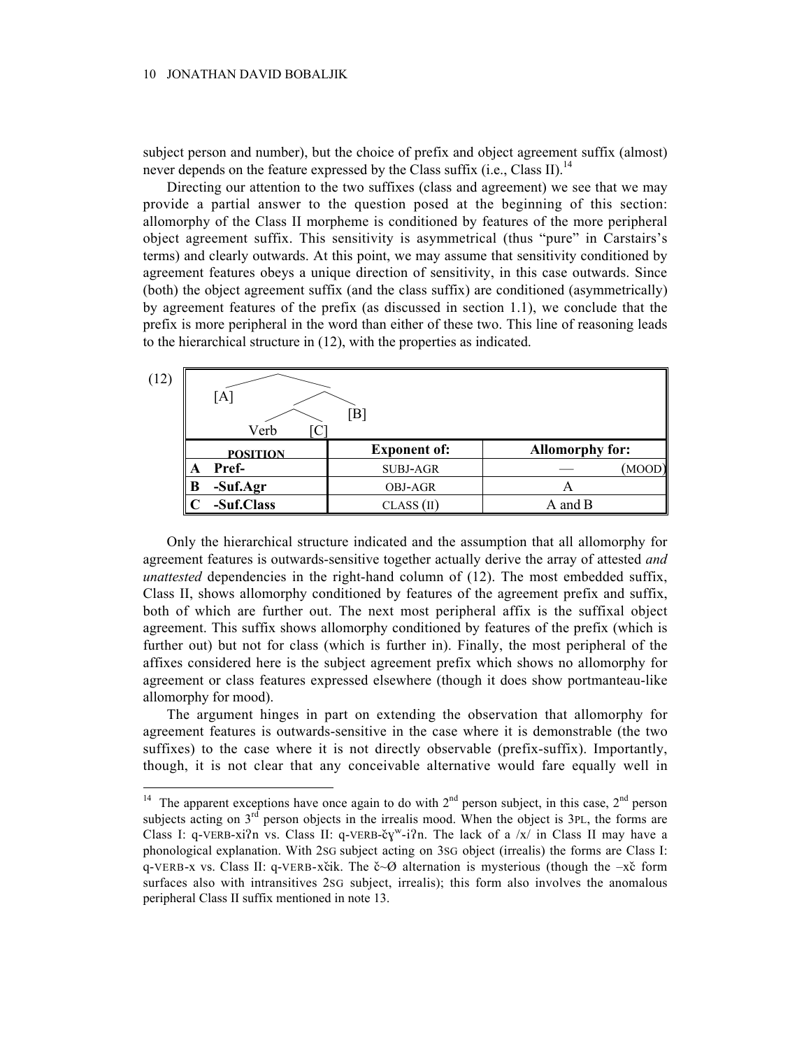subject person and number), but the choice of prefix and object agreement suffix (almost) never depends on the feature expressed by the Class suffix (i.e., Class II).[14]

Directing our attention to the two suffixes (class and agreement) we see that we may provide a partial answer to the question posed at the beginning of this section: allomorphy of the Class II morpheme is conditioned by features of the more peripheral object agreement suffix. This sensitivity is asymmetrical (thus "pure" in Carstairs's terms) and clearly outwards. At this point, we may assume that sensitivity conditioned by agreement features obeys a unique direction of sensitivity, in this case outwards. Since (both) the object agreement suffix (and the class suffix) are conditioned (asymmetrically) by agreement features of the prefix (as discussed in section 1.1), we conclude that the prefix is more peripheral in the word than either of these two. This line of reasoning leads to the hierarchical structure in (12), with the properties as indicated.

(12)

```
        /\
     [A]  /\
         /  \
        /\   [B]
    Verb  [C]
```

| POSITION | Exponent of: | Allomorphy for: |
|---|---|---|
| **A Pref-** | SUBJ-AGR | — (MOOD) |
| **B -Suf.Agr** | OBJ-AGR | A |
| **C -Suf.Class** | CLASS (II) | A and B |

Only the hierarchical structure indicated and the assumption that all allomorphy for agreement features is outwards-sensitive together actually derive the array of attested *and unattested* dependencies in the right-hand column of (12). The most embedded suffix, Class II, shows allomorphy conditioned by features of the agreement prefix and suffix, both of which are further out. The next most peripheral affix is the suffixal object agreement. This suffix shows allomorphy conditioned by features of the prefix (which is further out) but not for class (which is further in). Finally, the most peripheral of the affixes considered here is the subject agreement prefix which shows no allomorphy for agreement or class features expressed elsewhere (though it does show portmanteau-like allomorphy for mood).

The argument hinges in part on extending the observation that allomorphy for agreement features is outwards-sensitive in the case where it is demonstrable (the two suffixes) to the case where it is not directly observable (prefix-suffix). Importantly, though, it is not clear that any conceivable alternative would fare equally well in

---

[14] The apparent exceptions have once again to do with 2nd person subject, in this case, 2nd person subjects acting on 3rd person objects in the irrealis mood. When the object is 3PL, the forms are Class I: q-VERB-xiʔn vs. Class II: q-VERB-čɣʷ-iʔn. The lack of a /x/ in Class II may have a phonological explanation. With 2SG subject acting on 3SG object (irrealis) the forms are Class I: q-VERB-x vs. Class II: q-VERB-xčik. The č~Ø alternation is mysterious (though the –xč form surfaces also with intransitives 2SG subject, irrealis); this form also involves the anomalous peripheral Class II suffix mentioned in note 13.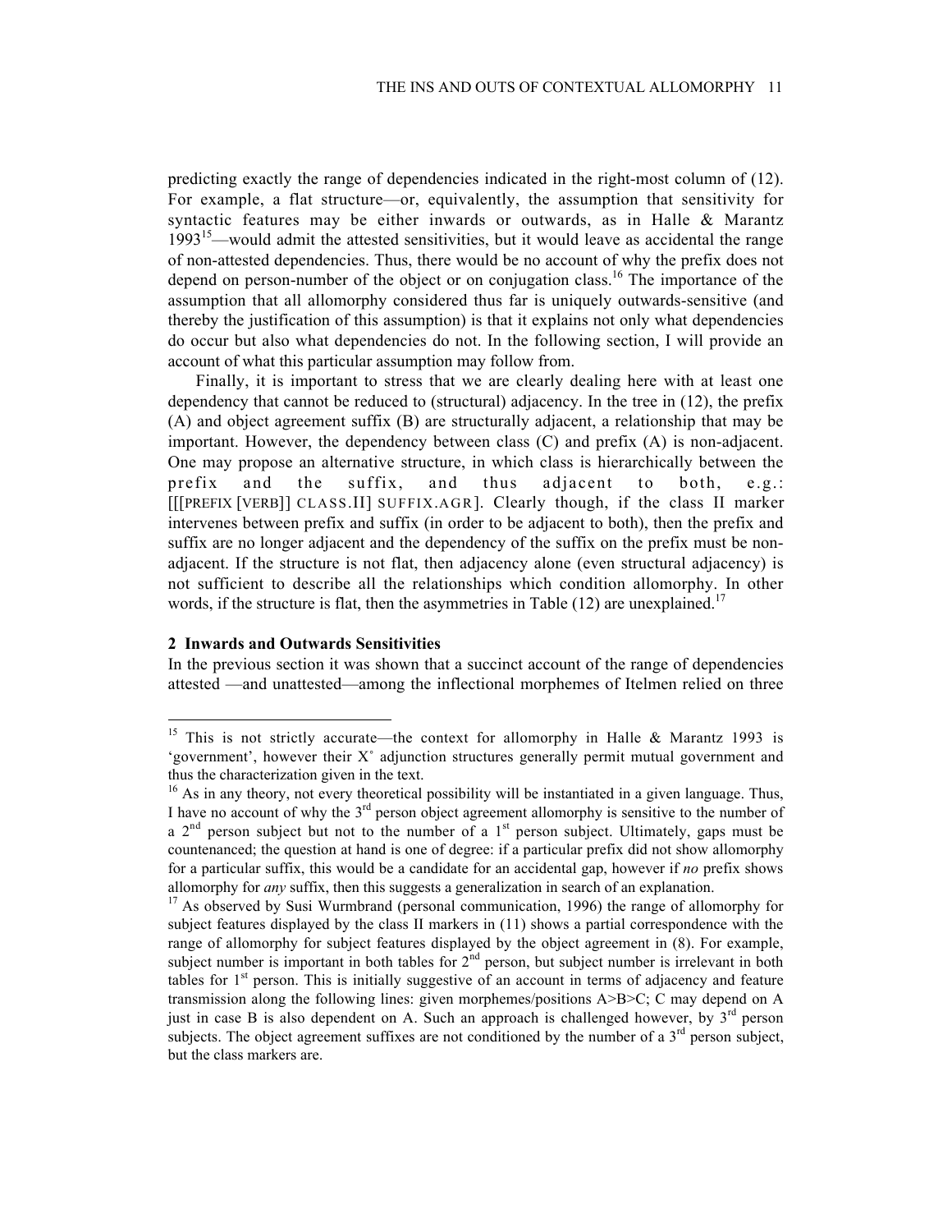predicting exactly the range of dependencies indicated in the right-most column of (12). For example, a flat structure—or, equivalently, the assumption that sensitivity for syntactic features may be either inwards or outwards, as in Halle & Marantz 1993[15]—would admit the attested sensitivities, but it would leave as accidental the range of non-attested dependencies. Thus, there would be no account of why the prefix does not depend on person-number of the object or on conjugation class.[16] The importance of the assumption that all allomorphy considered thus far is uniquely outwards-sensitive (and thereby the justification of this assumption) is that it explains not only what dependencies do occur but also what dependencies do not. In the following section, I will provide an account of what this particular assumption may follow from.

Finally, it is important to stress that we are clearly dealing here with at least one dependency that cannot be reduced to (structural) adjacency. In the tree in (12), the prefix (A) and object agreement suffix (B) are structurally adjacent, a relationship that may be important. However, the dependency between class (C) and prefix (A) is non-adjacent. One may propose an alternative structure, in which class is hierarchically between the prefix and the suffix, and thus adjacent to both, e.g.: [[[PREFIX [VERB]] CLASS.II] SUFFIX.AGR]. Clearly though, if the class II marker intervenes between prefix and suffix (in order to be adjacent to both), then the prefix and suffix are no longer adjacent and the dependency of the suffix on the prefix must be non-adjacent. If the structure is not flat, then adjacency alone (even structural adjacency) is not sufficient to describe all the relationships which condition allomorphy. In other words, if the structure is flat, then the asymmetries in Table (12) are unexplained.[17]

## 2 Inwards and Outwards Sensitivities

In the previous section it was shown that a succinct account of the range of dependencies attested —and unattested—among the inflectional morphemes of Itelmen relied on three

---

[15] This is not strictly accurate—the context for allomorphy in Halle & Marantz 1993 is 'government', however their X˚ adjunction structures generally permit mutual government and thus the characterization given in the text.

[16] As in any theory, not every theoretical possibility will be instantiated in a given language. Thus, I have no account of why the 3rd person object agreement allomorphy is sensitive to the number of a 2nd person subject but not to the number of a 1st person subject. Ultimately, gaps must be countenanced; the question at hand is one of degree: if a particular prefix did not show allomorphy for a particular suffix, this would be a candidate for an accidental gap, however if *no* prefix shows allomorphy for *any* suffix, then this suggests a generalization in search of an explanation.

[17] As observed by Susi Wurmbrand (personal communication, 1996) the range of allomorphy for subject features displayed by the class II markers in (11) shows a partial correspondence with the range of allomorphy for subject features displayed by the object agreement in (8). For example, subject number is important in both tables for 2nd person, but subject number is irrelevant in both tables for 1st person. This is initially suggestive of an account in terms of adjacency and feature transmission along the following lines: given morphemes/positions A>B>C; C may depend on A just in case B is also dependent on A. Such an approach is challenged however, by 3rd person subjects. The object agreement suffixes are not conditioned by the number of a 3rd person subject, but the class markers are.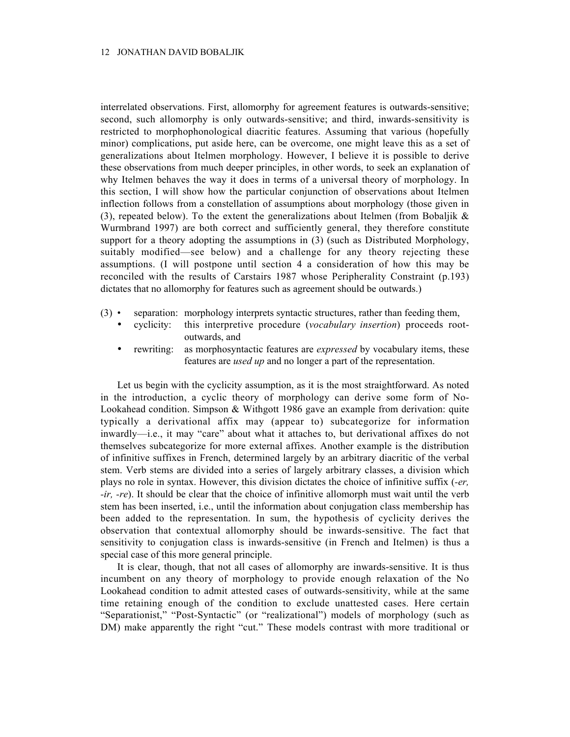interrelated observations. First, allomorphy for agreement features is outwards-sensitive; second, such allomorphy is only outwards-sensitive; and third, inwards-sensitivity is restricted to morphophonological diacritic features. Assuming that various (hopefully minor) complications, put aside here, can be overcome, one might leave this as a set of generalizations about Itelmen morphology. However, I believe it is possible to derive these observations from much deeper principles, in other words, to seek an explanation of why Itelmen behaves the way it does in terms of a universal theory of morphology. In this section, I will show how the particular conjunction of observations about Itelmen inflection follows from a constellation of assumptions about morphology (those given in (3), repeated below). To the extent the generalizations about Itelmen (from Bobaljik & Wurmbrand 1997) are both correct and sufficiently general, they therefore constitute support for a theory adopting the assumptions in (3) (such as Distributed Morphology, suitably modified—see below) and a challenge for any theory rejecting these assumptions. (I will postpone until section 4 a consideration of how this may be reconciled with the results of Carstairs 1987 whose Peripherality Constraint (p.193) dictates that no allomorphy for features such as agreement should be outwards.)

(3)
- separation: morphology interprets syntactic structures, rather than feeding them,
- cyclicity: this interpretive procedure (*vocabulary insertion*) proceeds root-outwards, and
- rewriting: as morphosyntactic features are *expressed* by vocabulary items, these features are *used up* and no longer a part of the representation.

Let us begin with the cyclicity assumption, as it is the most straightforward. As noted in the introduction, a cyclic theory of morphology can derive some form of No-Lookahead condition. Simpson & Withgott 1986 gave an example from derivation: quite typically a derivational affix may (appear to) subcategorize for information inwardly—i.e., it may "care" about what it attaches to, but derivational affixes do not themselves subcategorize for more external affixes. Another example is the distribution of infinitive suffixes in French, determined largely by an arbitrary diacritic of the verbal stem. Verb stems are divided into a series of largely arbitrary classes, a division which plays no role in syntax. However, this division dictates the choice of infinitive suffix (*-er, -ir, -re*). It should be clear that the choice of infinitive allomorph must wait until the verb stem has been inserted, i.e., until the information about conjugation class membership has been added to the representation. In sum, the hypothesis of cyclicity derives the observation that contextual allomorphy should be inwards-sensitive. The fact that sensitivity to conjugation class is inwards-sensitive (in French and Itelmen) is thus a special case of this more general principle.

It is clear, though, that not all cases of allomorphy are inwards-sensitive. It is thus incumbent on any theory of morphology to provide enough relaxation of the No Lookahead condition to admit attested cases of outwards-sensitivity, while at the same time retaining enough of the condition to exclude unattested cases. Here certain "Separationist," "Post-Syntactic" (or "realizational") models of morphology (such as DM) make apparently the right "cut." These models contrast with more traditional or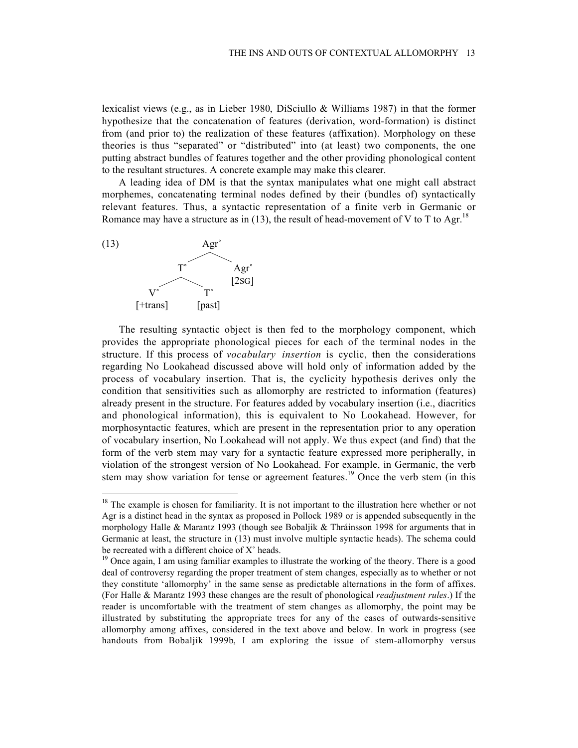lexicalist views (e.g., as in Lieber 1980, DiSciullo & Williams 1987) in that the former hypothesize that the concatenation of features (derivation, word-formation) is distinct from (and prior to) the realization of these features (affixation). Morphology on these theories is thus "separated" or "distributed" into (at least) two components, the one putting abstract bundles of features together and the other providing phonological content to the resultant structures. A concrete example may make this clearer.

A leading idea of DM is that the syntax manipulates what one might call abstract morphemes, concatenating terminal nodes defined by their (bundles of) syntactically relevant features. Thus, a syntactic representation of a finite verb in Germanic or Romance may have a structure as in (13), the result of head-movement of V to T to Agr.[18]

```
(13)              Agr°
                /      \
              T°        Agr°
            /    \      [2SG]
          V°      T°
      [+trans]  [past]
```

The resulting syntactic object is then fed to the morphology component, which provides the appropriate phonological pieces for each of the terminal nodes in the structure. If this process of *vocabulary insertion* is cyclic, then the considerations regarding No Lookahead discussed above will hold only of information added by the process of vocabulary insertion. That is, the cyclicity hypothesis derives only the condition that sensitivities such as allomorphy are restricted to information (features) already present in the structure. For features added by vocabulary insertion (i.e., diacritics and phonological information), this is equivalent to No Lookahead. However, for morphosyntactic features, which are present in the representation prior to any operation of vocabulary insertion, No Lookahead will not apply. We thus expect (and find) that the form of the verb stem may vary for a syntactic feature expressed more peripherally, in violation of the strongest version of No Lookahead. For example, in Germanic, the verb stem may show variation for tense or agreement features.[19] Once the verb stem (in this

---

[18] The example is chosen for familiarity. It is not important to the illustration here whether or not Agr is a distinct head in the syntax as proposed in Pollock 1989 or is appended subsequently in the morphology Halle & Marantz 1993 (though see Bobaljik & Thráinsson 1998 for arguments that in Germanic at least, the structure in (13) must involve multiple syntactic heads). The schema could be recreated with a different choice of X° heads.

[19] Once again, I am using familiar examples to illustrate the working of the theory. There is a good deal of controversy regarding the proper treatment of stem changes, especially as to whether or not they constitute 'allomorphy' in the same sense as predictable alternations in the form of affixes. (For Halle & Marantz 1993 these changes are the result of phonological *readjustment rules*.) If the reader is uncomfortable with the treatment of stem changes as allomorphy, the point may be illustrated by substituting the appropriate trees for any of the cases of outwards-sensitive allomorphy among affixes, considered in the text above and below. In work in progress (see handouts from Bobaljik 1999b, I am exploring the issue of stem-allomorphy versus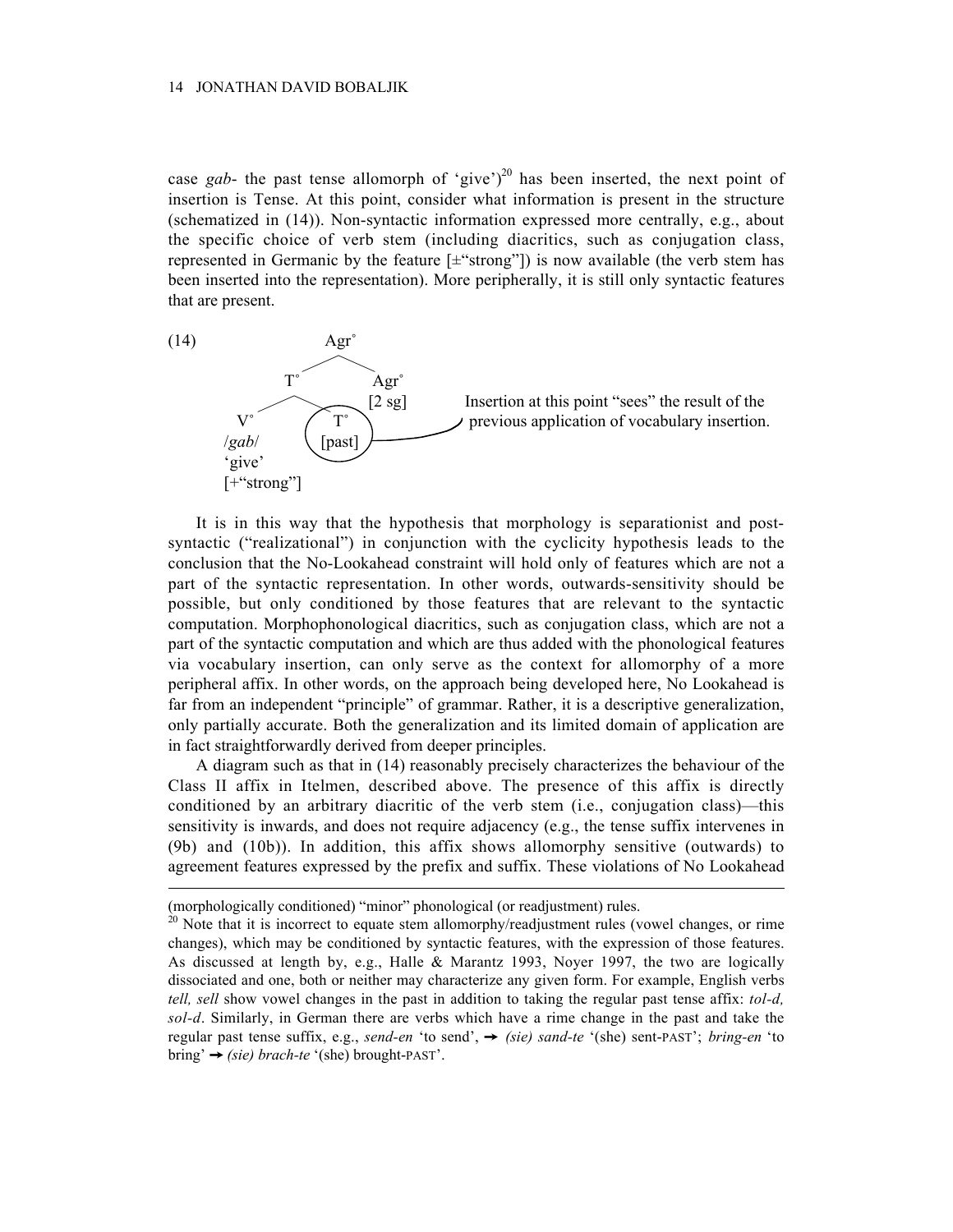case *gab-* the past tense allomorph of 'give')[20] has been inserted, the next point of insertion is Tense. At this point, consider what information is present in the structure (schematized in (14)). Non-syntactic information expressed more centrally, e.g., about the specific choice of verb stem (including diacritics, such as conjugation class, represented in Germanic by the feature [±"strong"]) is now available (the verb stem has been inserted into the representation). More peripherally, it is still only syntactic features that are present.

(14)

```
                Agr°
              /      \
           T°          Agr°
         /    \        [2 sg]
       V°      (T°)          Insertion at this point "sees" the result of the
      /gab/    [past]        previous application of vocabulary insertion.
      'give'
      [+"strong"]
```

It is in this way that the hypothesis that morphology is separationist and post-syntactic ("realizational") in conjunction with the cyclicity hypothesis leads to the conclusion that the No-Lookahead constraint will hold only of features which are not a part of the syntactic representation. In other words, outwards-sensitivity should be possible, but only conditioned by those features that are relevant to the syntactic computation. Morphophonological diacritics, such as conjugation class, which are not a part of the syntactic computation and which are thus added with the phonological features via vocabulary insertion, can only serve as the context for allomorphy of a more peripheral affix. In other words, on the approach being developed here, No Lookahead is far from an independent "principle" of grammar. Rather, it is a descriptive generalization, only partially accurate. Both the generalization and its limited domain of application are in fact straightforwardly derived from deeper principles.

A diagram such as that in (14) reasonably precisely characterizes the behaviour of the Class II affix in Itelmen, described above. The presence of this affix is directly conditioned by an arbitrary diacritic of the verb stem (i.e., conjugation class)—this sensitivity is inwards, and does not require adjacency (e.g., the tense suffix intervenes in (9b) and (10b)). In addition, this affix shows allomorphy sensitive (outwards) to agreement features expressed by the prefix and suffix. These violations of No Lookahead

---

(morphologically conditioned) "minor" phonological (or readjustment) rules.

[20] Note that it is incorrect to equate stem allomorphy/readjustment rules (vowel changes, or rime changes), which may be conditioned by syntactic features, with the expression of those features. As discussed at length by, e.g., Halle & Marantz 1993, Noyer 1997, the two are logically dissociated and one, both or neither may characterize any given form. For example, English verbs *tell, sell* show vowel changes in the past in addition to taking the regular past tense affix: *tol-d, sol-d*. Similarly, in German there are verbs which have a rime change in the past and take the regular past tense suffix, e.g., *send-en* 'to send', → *(sie) sand-te* '(she) sent-PAST'; *bring-en* 'to bring' → *(sie) brach-te* '(she) brought-PAST'.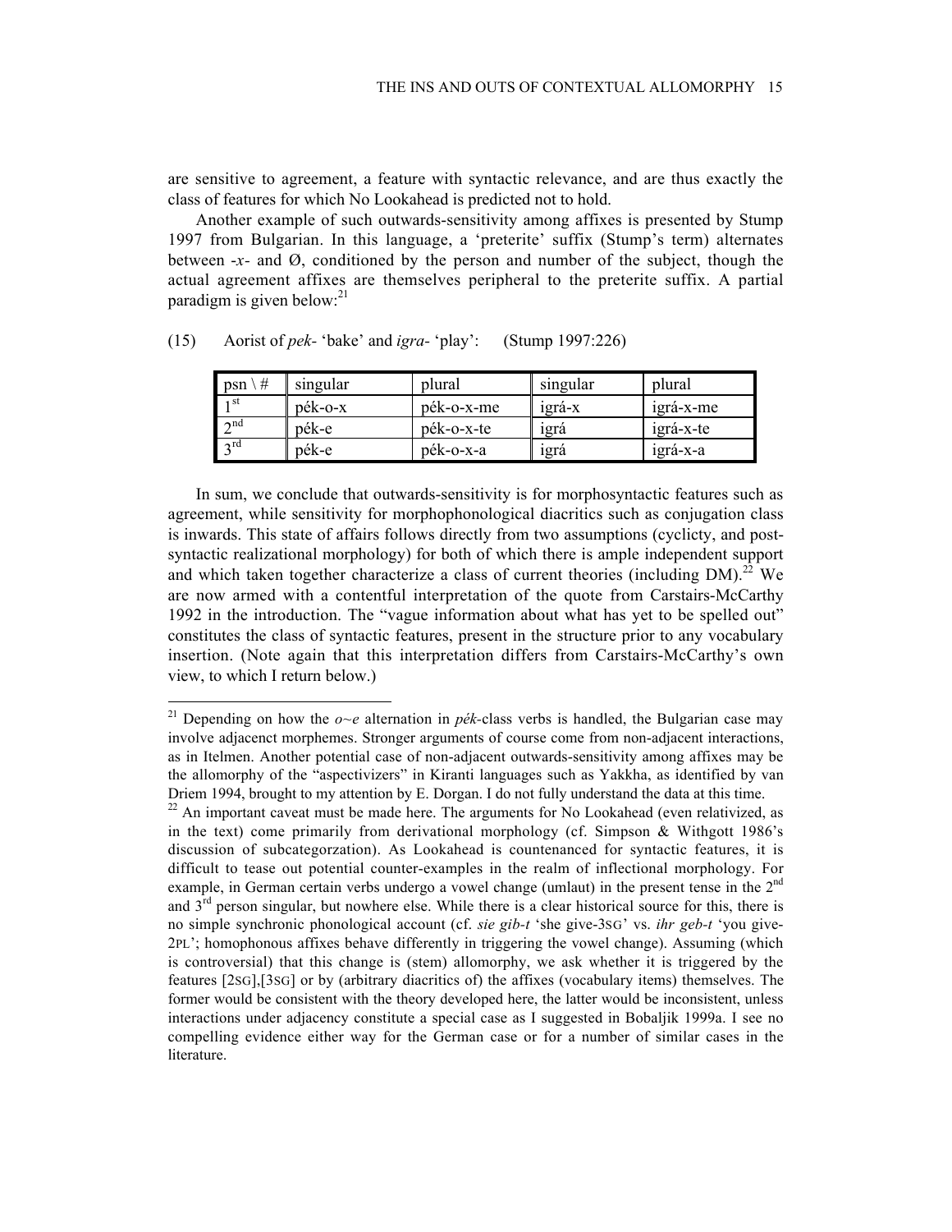are sensitive to agreement, a feature with syntactic relevance, and are thus exactly the class of features for which No Lookahead is predicted not to hold.

Another example of such outwards-sensitivity among affixes is presented by Stump 1997 from Bulgarian. In this language, a 'preterite' suffix (Stump's term) alternates between *-x-* and Ø, conditioned by the person and number of the subject, though the actual agreement affixes are themselves peripheral to the preterite suffix. A partial paradigm is given below:[21]

(15) Aorist of *pek-* 'bake' and *igra-* 'play': (Stump 1997:226)

| psn \ # | singular | plural | singular | plural |
|---|---|---|---|---|
| 1st | pék-o-x | pék-o-x-me | igrá-x | igrá-x-me |
| 2nd | pék-e | pék-o-x-te | igrá | igrá-x-te |
| 3rd | pék-e | pék-o-x-a | igrá | igrá-x-a |

In sum, we conclude that outwards-sensitivity is for morphosyntactic features such as agreement, while sensitivity for morphophonological diacritics such as conjugation class is inwards. This state of affairs follows directly from two assumptions (cyclicty, and post-syntactic realizational morphology) for both of which there is ample independent support and which taken together characterize a class of current theories (including DM).[22] We are now armed with a contentful interpretation of the quote from Carstairs-McCarthy 1992 in the introduction. The "vague information about what has yet to be spelled out" constitutes the class of syntactic features, present in the structure prior to any vocabulary insertion. (Note again that this interpretation differs from Carstairs-McCarthy's own view, to which I return below.)

---

[21] Depending on how the *o~e* alternation in *pék*-class verbs is handled, the Bulgarian case may involve adjacenct morphemes. Stronger arguments of course come from non-adjacent interactions, as in Itelmen. Another potential case of non-adjacent outwards-sensitivity among affixes may be the allomorphy of the "aspectivizers" in Kiranti languages such as Yakkha, as identified by van Driem 1994, brought to my attention by E. Dorgan. I do not fully understand the data at this time.

[22] An important caveat must be made here. The arguments for No Lookahead (even relativized, as in the text) come primarily from derivational morphology (cf. Simpson & Withgott 1986's discussion of subcategorzation). As Lookahead is countenanced for syntactic features, it is difficult to tease out potential counter-examples in the realm of inflectional morphology. For example, in German certain verbs undergo a vowel change (umlaut) in the present tense in the 2nd and 3rd person singular, but nowhere else. While there is a clear historical source for this, there is no simple synchronic phonological account (cf. *sie gib-t* 'she give-3SG' vs. *ihr geb-t* 'you give-2PL'; homophonous affixes behave differently in triggering the vowel change). Assuming (which is controversial) that this change is (stem) allomorphy, we ask whether it is triggered by the features [2SG],[3SG] or by (arbitrary diacritics of) the affixes (vocabulary items) themselves. The former would be consistent with the theory developed here, the latter would be inconsistent, unless interactions under adjacency constitute a special case as I suggested in Bobaljik 1999a. I see no compelling evidence either way for the German case or for a number of similar cases in the literature.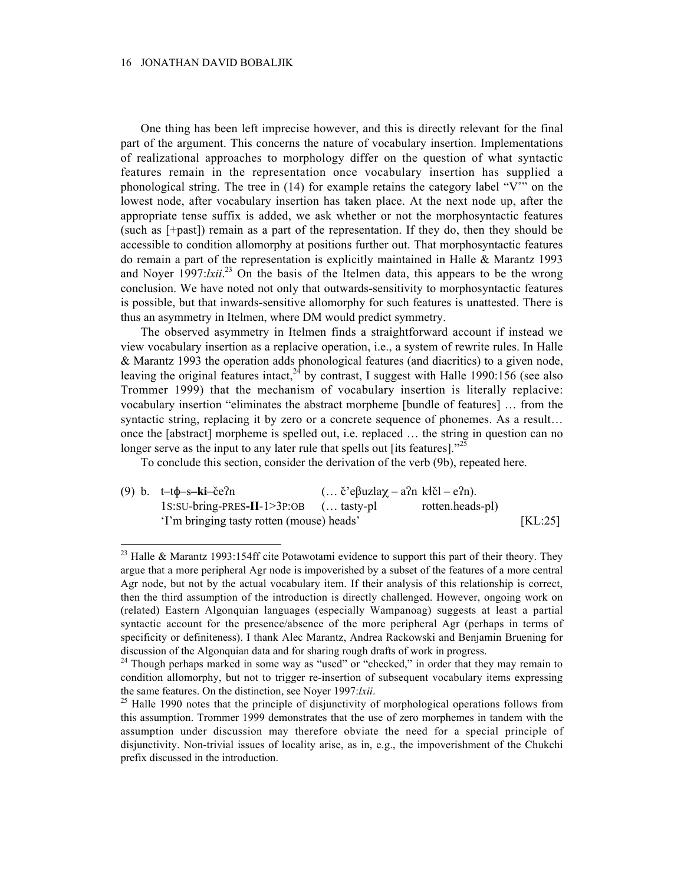One thing has been left imprecise however, and this is directly relevant for the final part of the argument. This concerns the nature of vocabulary insertion. Implementations of realizational approaches to morphology differ on the question of what syntactic features remain in the representation once vocabulary insertion has supplied a phonological string. The tree in (14) for example retains the category label "V°" on the lowest node, after vocabulary insertion has taken place. At the next node up, after the appropriate tense suffix is added, we ask whether or not the morphosyntactic features (such as [+past]) remain as a part of the representation. If they do, then they should be accessible to condition allomorphy at positions further out. That morphosyntactic features do remain a part of the representation is explicitly maintained in Halle & Marantz 1993 and Noyer 1997:*lxii*.[23] On the basis of the Itelmen data, this appears to be the wrong conclusion. We have noted not only that outwards-sensitivity to morphosyntactic features is possible, but that inwards-sensitive allomorphy for such features is unattested. There is thus an asymmetry in Itelmen, where DM would predict symmetry.

The observed asymmetry in Itelmen finds a straightforward account if instead we view vocabulary insertion as a replacive operation, i.e., a system of rewrite rules. In Halle & Marantz 1993 the operation adds phonological features (and diacritics) to a given node, leaving the original features intact,[24] by contrast, I suggest with Halle 1990:156 (see also Trommer 1999) that the mechanism of vocabulary insertion is literally replacive: vocabulary insertion "eliminates the abstract morpheme [bundle of features] … from the syntactic string, replacing it by zero or a concrete sequence of phonemes. As a result… once the [abstract] morpheme is spelled out, i.e. replaced … the string in question can no longer serve as the input to any later rule that spells out [its features]."[25]

To conclude this section, consider the derivation of the verb (9b), repeated here.

(9) b. t–tɸ–s–**ki**–čeʔn (… č'eβuzlaχ – aʔn kɬčl – eʔn).
1S:SU-bring-PRES-**II**-1>3P:OB (… tasty-pl rotten.heads-pl)
'I'm bringing tasty rotten (mouse) heads' [KL:25]

---

[23] Halle & Marantz 1993:154ff cite Potawotami evidence to support this part of their theory. They argue that a more peripheral Agr node is impoverished by a subset of the features of a more central Agr node, but not by the actual vocabulary item. If their analysis of this relationship is correct, then the third assumption of the introduction is directly challenged. However, ongoing work on (related) Eastern Algonquian languages (especially Wampanoag) suggests at least a partial syntactic account for the presence/absence of the more peripheral Agr (perhaps in terms of specificity or definiteness). I thank Alec Marantz, Andrea Rackowski and Benjamin Bruening for discussion of the Algonquian data and for sharing rough drafts of work in progress.

[24] Though perhaps marked in some way as "used" or "checked," in order that they may remain to condition allomorphy, but not to trigger re-insertion of subsequent vocabulary items expressing the same features. On the distinction, see Noyer 1997:*lxii*.

[25] Halle 1990 notes that the principle of disjunctivity of morphological operations follows from this assumption. Trommer 1999 demonstrates that the use of zero morphemes in tandem with the assumption under discussion may therefore obviate the need for a special principle of disjunctivity. Non-trivial issues of locality arise, as in, e.g., the impoverishment of the Chukchi prefix discussed in the introduction.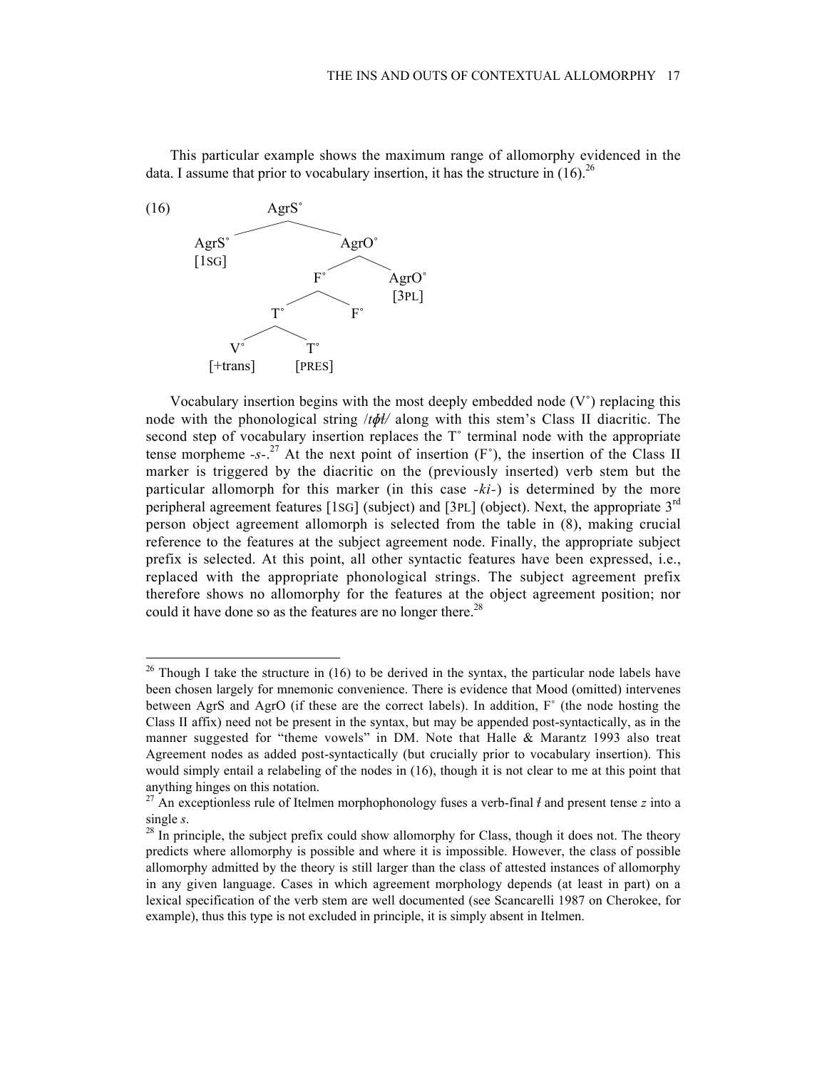This particular example shows the maximum range of allomorphy evidenced in the data. I assume that prior to vocabulary insertion, it has the structure in (16).[26]

```
(16)                AgrS˚
                  /       \
             AgrS˚         AgrO˚
             [1SG]        /     \
                        F˚       AgrO˚
                       /  \      [3PL]
                     T˚    F˚
                    /  \
                  V˚    T˚
              [+trans] [PRES]
```

Vocabulary insertion begins with the most deeply embedded node (V˚) replacing this node with the phonological string /*tɸɬ*/ along with this stem's Class II diacritic. The second step of vocabulary insertion replaces the T˚ terminal node with the appropriate tense morpheme -*s*-.[27] At the next point of insertion (F˚), the insertion of the Class II marker is triggered by the diacritic on the (previously inserted) verb stem but the particular allomorph for this marker (in this case -*ki*-) is determined by the more peripheral agreement features [1SG] (subject) and [3PL] (object). Next, the appropriate 3rd person object agreement allomorph is selected from the table in (8), making crucial reference to the features at the subject agreement node. Finally, the appropriate subject prefix is selected. At this point, all other syntactic features have been expressed, i.e., replaced with the appropriate phonological strings. The subject agreement prefix therefore shows no allomorphy for the features at the object agreement position; nor could it have done so as the features are no longer there.[28]

---

[26] Though I take the structure in (16) to be derived in the syntax, the particular node labels have been chosen largely for mnemonic convenience. There is evidence that Mood (omitted) intervenes between AgrS and AgrO (if these are the correct labels). In addition, F˚ (the node hosting the Class II affix) need not be present in the syntax, but may be appended post-syntactically, as in the manner suggested for "theme vowels" in DM. Note that Halle & Marantz 1993 also treat Agreement nodes as added post-syntactically (but crucially prior to vocabulary insertion). This would simply entail a relabeling of the nodes in (16), though it is not clear to me at this point that anything hinges on this notation.

[27] An exceptionless rule of Itelmen morphophonology fuses a verb-final *ɬ* and present tense *z* into a single *s*.

[28] In principle, the subject prefix could show allomorphy for Class, though it does not. The theory predicts where allomorphy is possible and where it is impossible. However, the class of possible allomorphy admitted by the theory is still larger than the class of attested instances of allomorphy in any given language. Cases in which agreement morphology depends (at least in part) on a lexical specification of the verb stem are well documented (see Scancarelli 1987 on Cherokee, for example), thus this type is not excluded in principle, it is simply absent in Itelmen.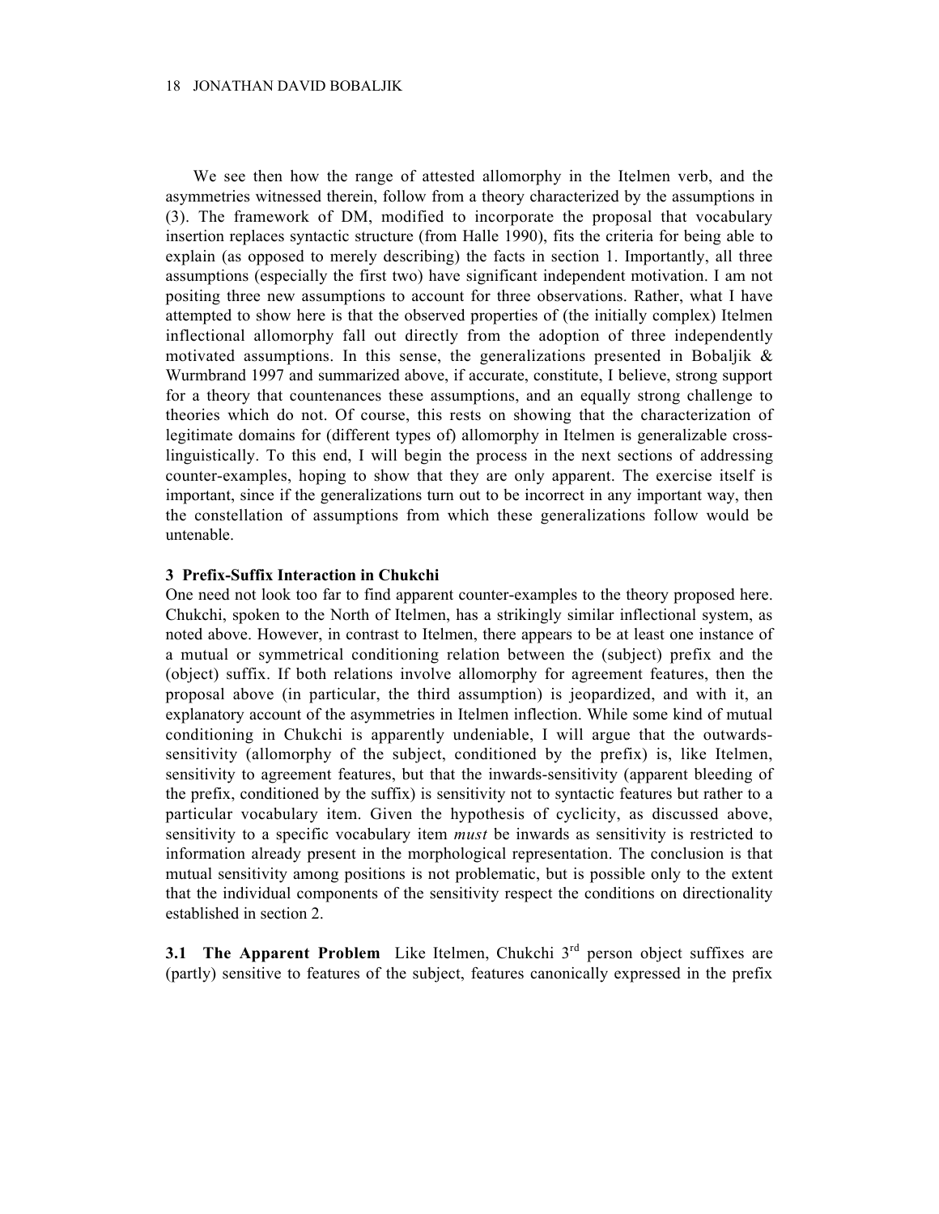We see then how the range of attested allomorphy in the Itelmen verb, and the asymmetries witnessed therein, follow from a theory characterized by the assumptions in (3). The framework of DM, modified to incorporate the proposal that vocabulary insertion replaces syntactic structure (from Halle 1990), fits the criteria for being able to explain (as opposed to merely describing) the facts in section 1. Importantly, all three assumptions (especially the first two) have significant independent motivation. I am not positing three new assumptions to account for three observations. Rather, what I have attempted to show here is that the observed properties of (the initially complex) Itelmen inflectional allomorphy fall out directly from the adoption of three independently motivated assumptions. In this sense, the generalizations presented in Bobaljik & Wurmbrand 1997 and summarized above, if accurate, constitute, I believe, strong support for a theory that countenances these assumptions, and an equally strong challenge to theories which do not. Of course, this rests on showing that the characterization of legitimate domains for (different types of) allomorphy in Itelmen is generalizable cross-linguistically. To this end, I will begin the process in the next sections of addressing counter-examples, hoping to show that they are only apparent. The exercise itself is important, since if the generalizations turn out to be incorrect in any important way, then the constellation of assumptions from which these generalizations follow would be untenable.

## 3 Prefix-Suffix Interaction in Chukchi

One need not look too far to find apparent counter-examples to the theory proposed here. Chukchi, spoken to the North of Itelmen, has a strikingly similar inflectional system, as noted above. However, in contrast to Itelmen, there appears to be at least one instance of a mutual or symmetrical conditioning relation between the (subject) prefix and the (object) suffix. If both relations involve allomorphy for agreement features, then the proposal above (in particular, the third assumption) is jeopardized, and with it, an explanatory account of the asymmetries in Itelmen inflection. While some kind of mutual conditioning in Chukchi is apparently undeniable, I will argue that the outwards-sensitivity (allomorphy of the subject, conditioned by the prefix) is, like Itelmen, sensitivity to agreement features, but that the inwards-sensitivity (apparent bleeding of the prefix, conditioned by the suffix) is sensitivity not to syntactic features but rather to a particular vocabulary item. Given the hypothesis of cyclicity, as discussed above, sensitivity to a specific vocabulary item *must* be inwards as sensitivity is restricted to information already present in the morphological representation. The conclusion is that mutual sensitivity among positions is not problematic, but is possible only to the extent that the individual components of the sensitivity respect the conditions on directionality established in section 2.

**3.1 The Apparent Problem** Like Itelmen, Chukchi 3rd person object suffixes are (partly) sensitive to features of the subject, features canonically expressed in the prefix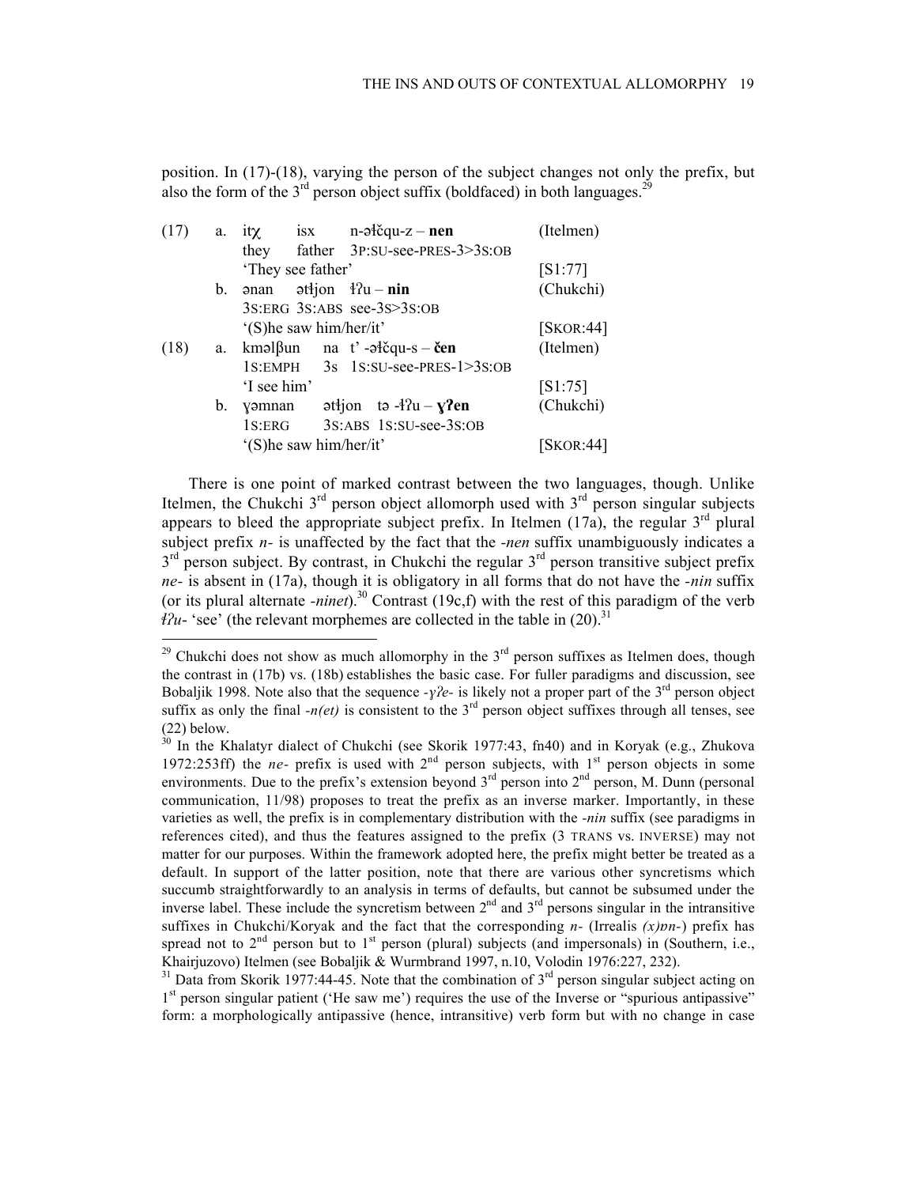position. In (17)-(18), varying the person of the subject changes not only the prefix, but also the form of the 3rd person object suffix (boldfaced) in both languages.[29]

| | | | | | |
|---|---|---|---|---|---|
| (17) | a. | itχ | isx | n-əɬčqu-z – **nen** | (Itelmen) |
| | | they | father | 3P:SU-see-PRES-3>3S:OB | |
| | | 'They see father' | | | [S1:77] |
| | b. | ənan | ətɬjon | ɬʔu – **nin** | (Chukchi) |
| | | 3S:ERG | 3S:ABS | see-3S>3S:OB | |
| | | '(S)he saw him/her/it' | | | [SKOR:44] |
| (18) | a. | kməlβun | na | t' -əɬčqu-s – **čen** | (Itelmen) |
| | | 1S:EMPH | 3S | 1S:SU-see-PRES-1>3S:OB | |
| | | 'I see him' | | | [S1:75] |
| | b. | ɣəmnan | ətɬjon | tə -ɬʔu – **ɣʔen** | (Chukchi) |
| | | 1S:ERG | 3S:ABS | 1S:SU-see-3S:OB | |
| | | '(S)he saw him/her/it' | | | [SKOR:44] |

There is one point of marked contrast between the two languages, though. Unlike Itelmen, the Chukchi 3rd person object allomorph used with 3rd person singular subjects appears to bleed the appropriate subject prefix. In Itelmen (17a), the regular 3rd plural subject prefix *n-* is unaffected by the fact that the *-nen* suffix unambiguously indicates a 3rd person subject. By contrast, in Chukchi the regular 3rd person transitive subject prefix *ne-* is absent in (17a), though it is obligatory in all forms that do not have the *-nin* suffix (or its plural alternate *-ninet*).[30] Contrast (19c,f) with the rest of this paradigm of the verb *ɬʔu-* 'see' (the relevant morphemes are collected in the table in (20).[31]

---

[29] Chukchi does not show as much allomorphy in the 3rd person suffixes as Itelmen does, though the contrast in (17b) vs. (18b) establishes the basic case. For fuller paradigms and discussion, see Bobaljik 1998. Note also that the sequence *-ɣʔe-* is likely not a proper part of the 3rd person object suffix as only the final *-n(et)* is consistent to the 3rd person object suffixes through all tenses, see (22) below.

[30] In the Khalatyr dialect of Chukchi (see Skorik 1977:43, fn40) and in Koryak (e.g., Zhukova 1972:253ff) the *ne-* prefix is used with 2nd person subjects, with 1st person objects in some environments. Due to the prefix's extension beyond 3rd person into 2nd person, M. Dunn (personal communication, 11/98) proposes to treat the prefix as an inverse marker. Importantly, in these varieties as well, the prefix is in complementary distribution with the *-nin* suffix (see paradigms in references cited), and thus the features assigned to the prefix (3 TRANS vs. INVERSE) may not matter for our purposes. Within the framework adopted here, the prefix might better be treated as a default. In support of the latter position, note that there are various other syncretisms which succumb straightforwardly to an analysis in terms of defaults, but cannot be subsumed under the inverse label. These include the syncretism between 2nd and 3rd persons singular in the intransitive suffixes in Chukchi/Koryak and the fact that the corresponding *n-* (Irrealis *(x)ɒn-*) prefix has spread not to 2nd person but to 1st person (plural) subjects (and impersonals) in (Southern, i.e., Khairjuzovo) Itelmen (see Bobaljik & Wurmbrand 1997, n.10, Volodin 1976:227, 232).

[31] Data from Skorik 1977:44-45. Note that the combination of 3rd person singular subject acting on 1st person singular patient ('He saw me') requires the use of the Inverse or "spurious antipassive" form: a morphologically antipassive (hence, intransitive) verb form but with no change in case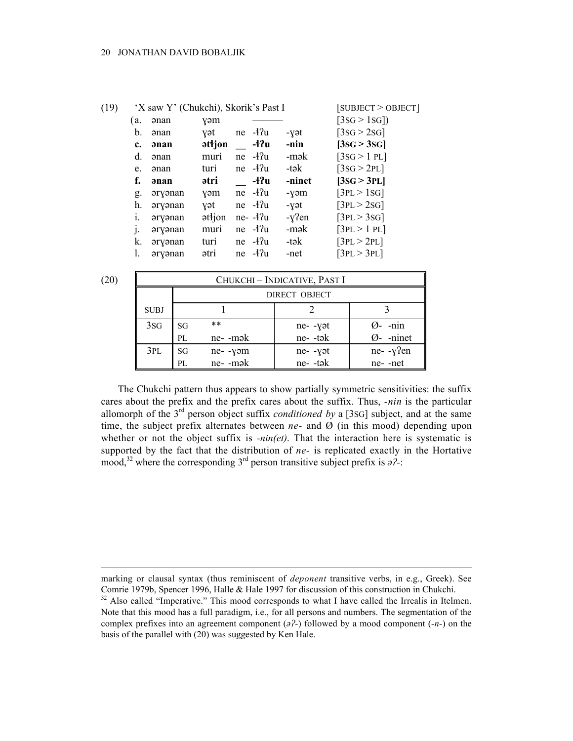(19) 'X saw Y' (Chukchi), Skorik's Past I [SUBJECT > OBJECT]

| | | | | | | |
|---|---|---|---|---|---|---|
| (a. | ənan | ɣəm | | ——— | | [3SG > 1SG]) |
| b. | ənan | ɣət | ne | -ɬʔu | -ɣət | [3SG > 2SG] |
| **c.** | **ənan** | **ətɬjon** | **__** | **-ɬʔu** | **-nin** | **[3SG > 3SG]** |
| d. | ənan | muri | ne | -ɬʔu | -mək | [3SG > 1 PL] |
| e. | ənan | turi | ne | -ɬʔu | -tək | [3SG > 2PL] |
| **f.** | **ənan** | **ətri** | **__** | **-ɬʔu** | **-ninet** | **[3SG > 3PL]** |
| g. | ərɣənan | ɣəm | ne | -ɬʔu | -ɣəm | [3PL > 1SG] |
| h. | ərɣənan | ɣət | ne | -ɬʔu | -ɣət | [3PL > 2SG] |
| i. | ərɣənan | ətɬjon | ne- | -ɬʔu | -ɣʔen | [3PL > 3SG] |
| j. | ərɣənan | muri | ne | -ɬʔu | -mək | [3PL > 1 PL] |
| k. | ərɣənan | turi | ne | -ɬʔu | -tək | [3PL > 2PL] |
| l. | ərɣənan | ətri | ne | -ɬʔu | -net | [3PL > 3PL] |

(20)

| CHUKCHI – INDICATIVE, PAST I | | | | |
|---|---|---|---|---|
| | | DIRECT OBJECT | | |
| SUBJ | | 1 | 2 | 3 |
| 3SG | SG | ** | ne- -ɣət | Ø- -nin |
| | PL | ne- -mək | ne- -tək | Ø- -ninet |
| 3PL | SG | ne- -ɣəm | ne- -ɣət | ne- -ɣʔen |
| | PL | ne- -mək | ne- -tək | ne- -net |

The Chukchi pattern thus appears to show partially symmetric sensitivities: the suffix cares about the prefix and the prefix cares about the suffix. Thus, *-nin* is the particular allomorph of the 3rd person object suffix *conditioned by* a [3SG] subject, and at the same time, the subject prefix alternates between *ne-* and Ø (in this mood) depending upon whether or not the object suffix is *-nin(et)*. That the interaction here is systematic is supported by the fact that the distribution of *ne-* is replicated exactly in the Hortative mood,[32] where the corresponding 3rd person transitive subject prefix is *əʔ-*:

---

marking or clausal syntax (thus reminiscent of *deponent* transitive verbs, in e.g., Greek). See Comrie 1979b, Spencer 1996, Halle & Hale 1997 for discussion of this construction in Chukchi.

[32] Also called "Imperative." This mood corresponds to what I have called the Irrealis in Itelmen. Note that this mood has a full paradigm, i.e., for all persons and numbers. The segmentation of the complex prefixes into an agreement component (*əʔ-*) followed by a mood component (*-n-*) on the basis of the parallel with (20) was suggested by Ken Hale.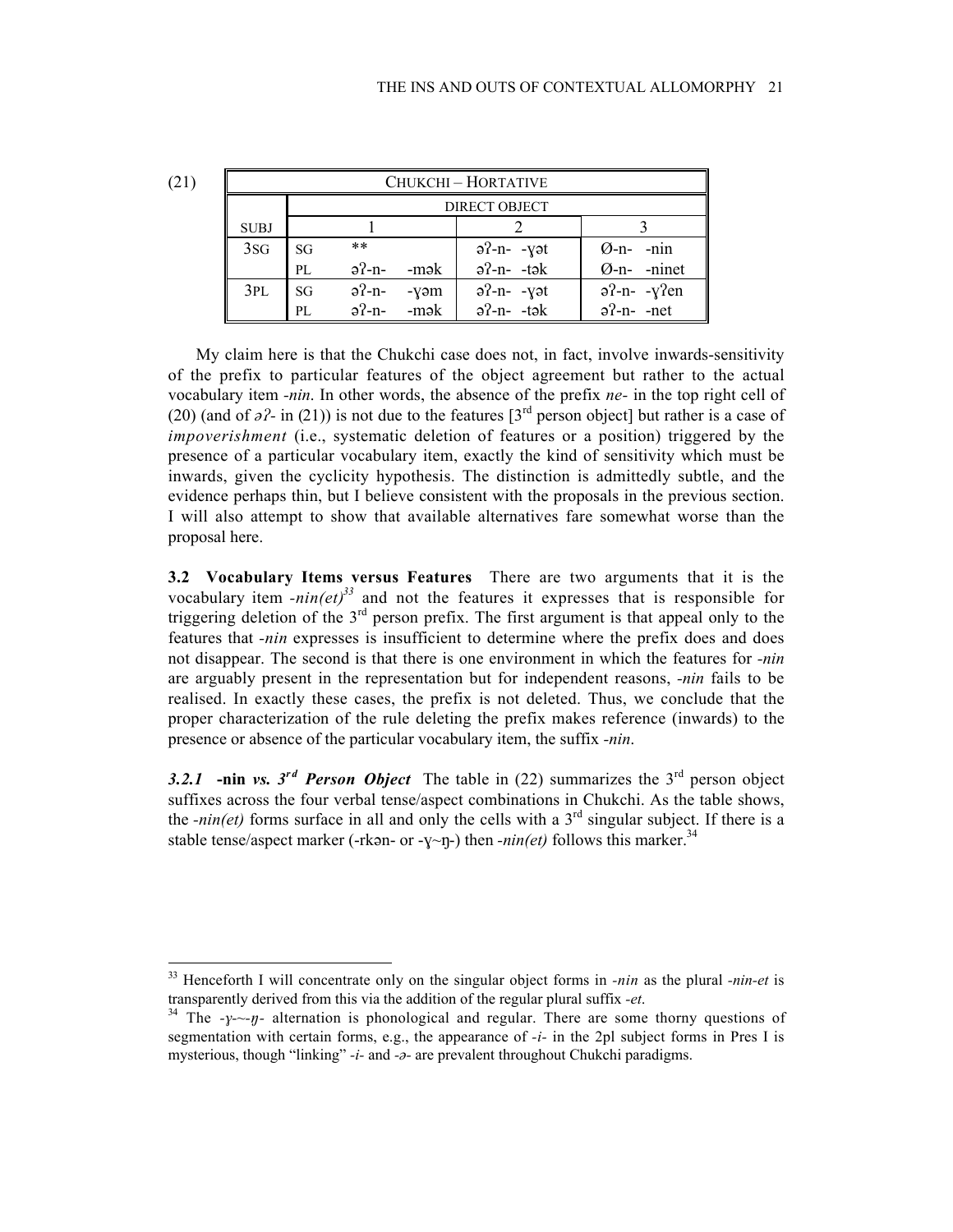(21)

| CHUKCHI – HORTATIVE | | | | |
|---|---|---|---|---|
| | | DIRECT OBJECT | | |
| SUBJ | | 1 | 2 | 3 |
| 3SG | SG | ** | əʔ-n- -ɣət | Ø-n- -nin |
| | PL | əʔ-n- -mək | əʔ-n- -tək | Ø-n- -ninet |
| 3PL | SG | əʔ-n- -ɣəm | əʔ-n- -ɣət | əʔ-n- -ɣʔen |
| | PL | əʔ-n- -mək | əʔ-n- -tək | əʔ-n- -net |

My claim here is that the Chukchi case does not, in fact, involve inwards-sensitivity of the prefix to particular features of the object agreement but rather to the actual vocabulary item *-nin*. In other words, the absence of the prefix *ne-* in the top right cell of (20) (and of *əʔ-* in (21)) is not due to the features [3rd person object] but rather is a case of *impoverishment* (i.e., systematic deletion of features or a position) triggered by the presence of a particular vocabulary item, exactly the kind of sensitivity which must be inwards, given the cyclicity hypothesis. The distinction is admittedly subtle, and the evidence perhaps thin, but I believe consistent with the proposals in the previous section. I will also attempt to show that available alternatives fare somewhat worse than the proposal here.

**3.2 Vocabulary Items versus Features** There are two arguments that it is the vocabulary item *-nin(et)*[33] and not the features it expresses that is responsible for triggering deletion of the 3rd person prefix. The first argument is that appeal only to the features that *-nin* expresses is insufficient to determine where the prefix does and does not disappear. The second is that there is one environment in which the features for *-nin* are arguably present in the representation but for independent reasons, *-nin* fails to be realised. In exactly these cases, the prefix is not deleted. Thus, we conclude that the proper characterization of the rule deleting the prefix makes reference (inwards) to the presence or absence of the particular vocabulary item, the suffix *-nin*.

***3.2.1* -nin *vs. 3rd Person Object*** The table in (22) summarizes the 3rd person object suffixes across the four verbal tense/aspect combinations in Chukchi. As the table shows, the *-nin(et)* forms surface in all and only the cells with a 3rd singular subject. If there is a stable tense/aspect marker (-rkən- or -ɣ~ŋ-) then *-nin(et)* follows this marker.[34]

---

[33] Henceforth I will concentrate only on the singular object forms in *-nin* as the plural *-nin-et* is transparently derived from this via the addition of the regular plural suffix *-et*.

[34] The *-ɣ-~-ŋ-* alternation is phonological and regular. There are some thorny questions of segmentation with certain forms, e.g., the appearance of *-i-* in the 2pl subject forms in Pres I is mysterious, though "linking" *-i-* and *-ə-* are prevalent throughout Chukchi paradigms.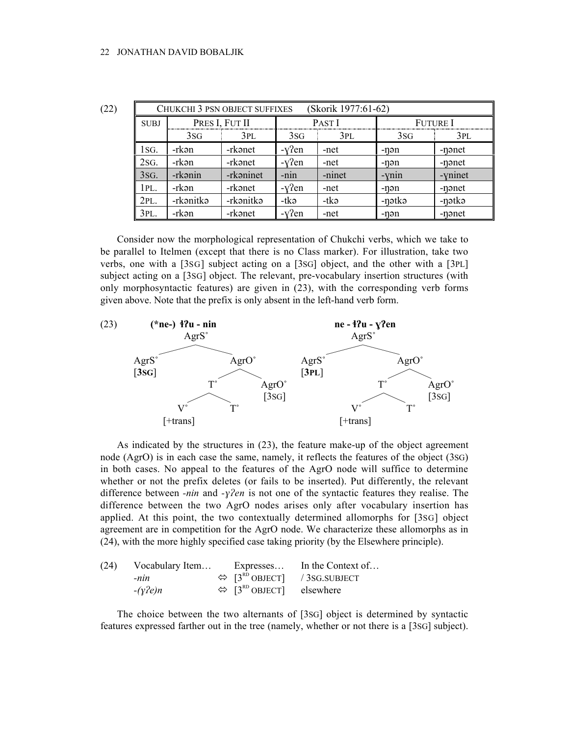(22)

| CHUKCHI 3 PSN OBJECT SUFFIXES (Skorik 1977:61-62) | | | | | | |
|---|---|---|---|---|---|---|
| SUBJ | PRES I, FUT II | | PAST I | | FUTURE I | |
| | 3SG | 3PL | 3SG | 3PL | 3SG | 3PL |
| 1SG. | -rkən | -rkənet | -ɣʔen | -net | -ŋən | -ŋənet |
| 2SG. | -rkən | -rkənet | -ɣʔen | -net | -ŋən | -ŋənet |
| 3SG. | -rkənin | -rkəninet | -nin | -ninet | -ɣnin | -ɣninet |
| 1PL. | -rkən | -rkənet | -ɣʔen | -net | -ŋən | -ŋənet |
| 2PL. | -rkənitkə | -rkənitkə | -tkə | -tkə | -ŋətkə | -ŋətkə |
| 3PL. | -rkən | -rkənet | -ɣʔen | -net | -ŋən | -ŋənet |

Consider now the morphological representation of Chukchi verbs, which we take to be parallel to Itelmen (except that there is no Class marker). For illustration, take two verbs, one with a [3SG] subject acting on a [3SG] object, and the other with a [3PL] subject acting on a [3SG] object. The relevant, pre-vocabulary insertion structures (with only morphosyntactic features) are given in (23), with the corresponding verb forms given above. Note that the prefix is only absent in the left-hand verb form.

(23)

**(\*ne-) ɬʔu - nin** — [AgrS° [AgrS° [**3SG**]] [AgrO° [T° [V° [+trans]] T°] [AgrO° [3SG]]]]

**ne - ɬʔu - ɣʔen** — [AgrS° [AgrS° [**3PL**]] [AgrO° [T° [V° [+trans]] T°] [AgrO° [3SG]]]]

As indicated by the structures in (23), the feature make-up of the object agreement node (AgrO) is in each case the same, namely, it reflects the features of the object (3SG) in both cases. No appeal to the features of the AgrO node will suffice to determine whether or not the prefix deletes (or fails to be inserted). Put differently, the relevant difference between *-nin* and *-ɣʔen* is not one of the syntactic features they realise. The difference between the two AgrO nodes arises only after vocabulary insertion has applied. At this point, the two contextually determined allomorphs for [3SG] object agreement are in competition for the AgrO node. We characterize these allomorphs as in (24), with the more highly specified case taking priority (by the Elsewhere principle).

(24)

| Vocabulary Item… | | Expresses… | In the Context of… |
|---|---|---|---|
| *-nin* | ⇔ | [3RD OBJECT] | / 3SG.SUBJECT |
| *-(ɣʔe)n* | ⇔ | [3RD OBJECT] | elsewhere |

The choice between the two alternants of [3SG] object is determined by syntactic features expressed farther out in the tree (namely, whether or not there is a [3SG] subject).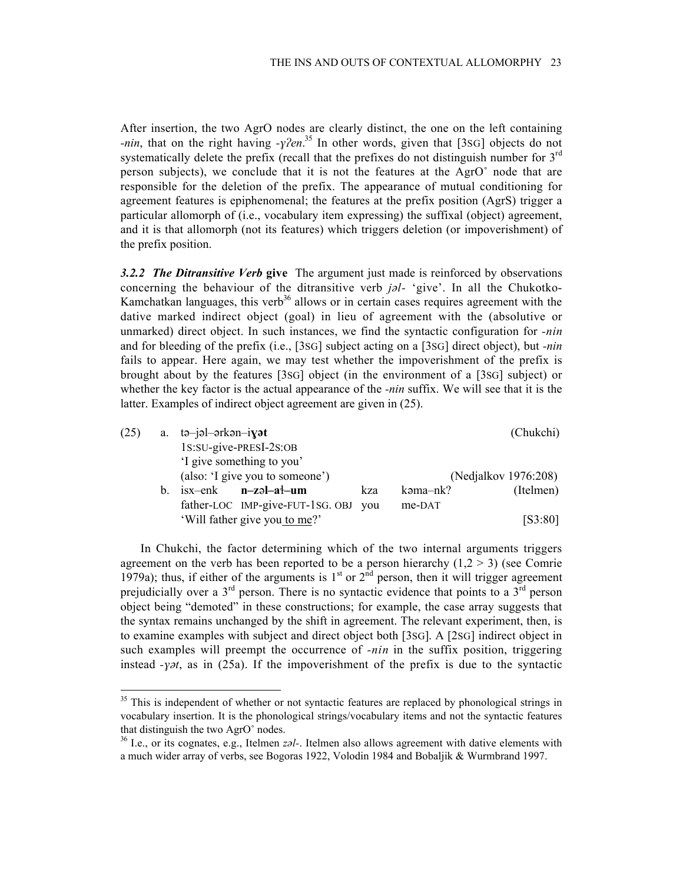After insertion, the two AgrO nodes are clearly distinct, the one on the left containing *-nin*, that on the right having *-ɣʔen*.[35] In other words, given that [3SG] objects do not systematically delete the prefix (recall that the prefixes do not distinguish number for 3rd person subjects), we conclude that it is not the features at the AgrO˚ node that are responsible for the deletion of the prefix. The appearance of mutual conditioning for agreement features is epiphenomenal; the features at the prefix position (AgrS) trigger a particular allomorph of (i.e., vocabulary item expressing) the suffixal (object) agreement, and it is that allomorph (not its features) which triggers deletion (or impoverishment) of the prefix position.

***3.2.2 The Ditransitive Verb* give** The argument just made is reinforced by observations concerning the behaviour of the ditransitive verb *jəl-* 'give'. In all the Chukotko-Kamchatkan languages, this verb[36] allows or in certain cases requires agreement with the dative marked indirect object (goal) in lieu of agreement with the (absolutive or unmarked) direct object. In such instances, we find the syntactic configuration for *-nin* and for bleeding of the prefix (i.e., [3SG] subject acting on a [3SG] direct object), but *-nin* fails to appear. Here again, we may test whether the impoverishment of the prefix is brought about by the features [3SG] object (in the environment of a [3SG] subject) or whether the key factor is the actual appearance of the *-nin* suffix. We will see that it is the latter. Examples of indirect object agreement are given in (25).

(25) a. tə–jəl–ərkən–i**ɣət** (Chukchi)
1S:SU-give-PRESI-2S:OB
'I give something to you'
(also: 'I give you to someone') (Nedjalkov 1976:208)

b. isx–enk **n–zəl–aɬ–um** kza kəma–nk? (Itelmen)
father-LOC IMP-give-FUT-1SG. OBJ you me-DAT
'Will father give you to me?' [S3:80]

In Chukchi, the factor determining which of the two internal arguments triggers agreement on the verb has been reported to be a person hierarchy (1,2 > 3) (see Comrie 1979a); thus, if either of the arguments is 1st or 2nd person, then it will trigger agreement prejudicially over a 3rd person. There is no syntactic evidence that points to a 3rd person object being "demoted" in these constructions; for example, the case array suggests that the syntax remains unchanged by the shift in agreement. The relevant experiment, then, is to examine examples with subject and direct object both [3SG]. A [2SG] indirect object in such examples will preempt the occurrence of *-nin* in the suffix position, triggering instead *-ɣət*, as in (25a). If the impoverishment of the prefix is due to the syntactic

---

[35] This is independent of whether or not syntactic features are replaced by phonological strings in vocabulary insertion. It is the phonological strings/vocabulary items and not the syntactic features that distinguish the two AgrO˚ nodes.

[36] I.e., or its cognates, e.g., Itelmen *zəl-*. Itelmen also allows agreement with dative elements with a much wider array of verbs, see Bogoras 1922, Volodin 1984 and Bobaljik & Wurmbrand 1997.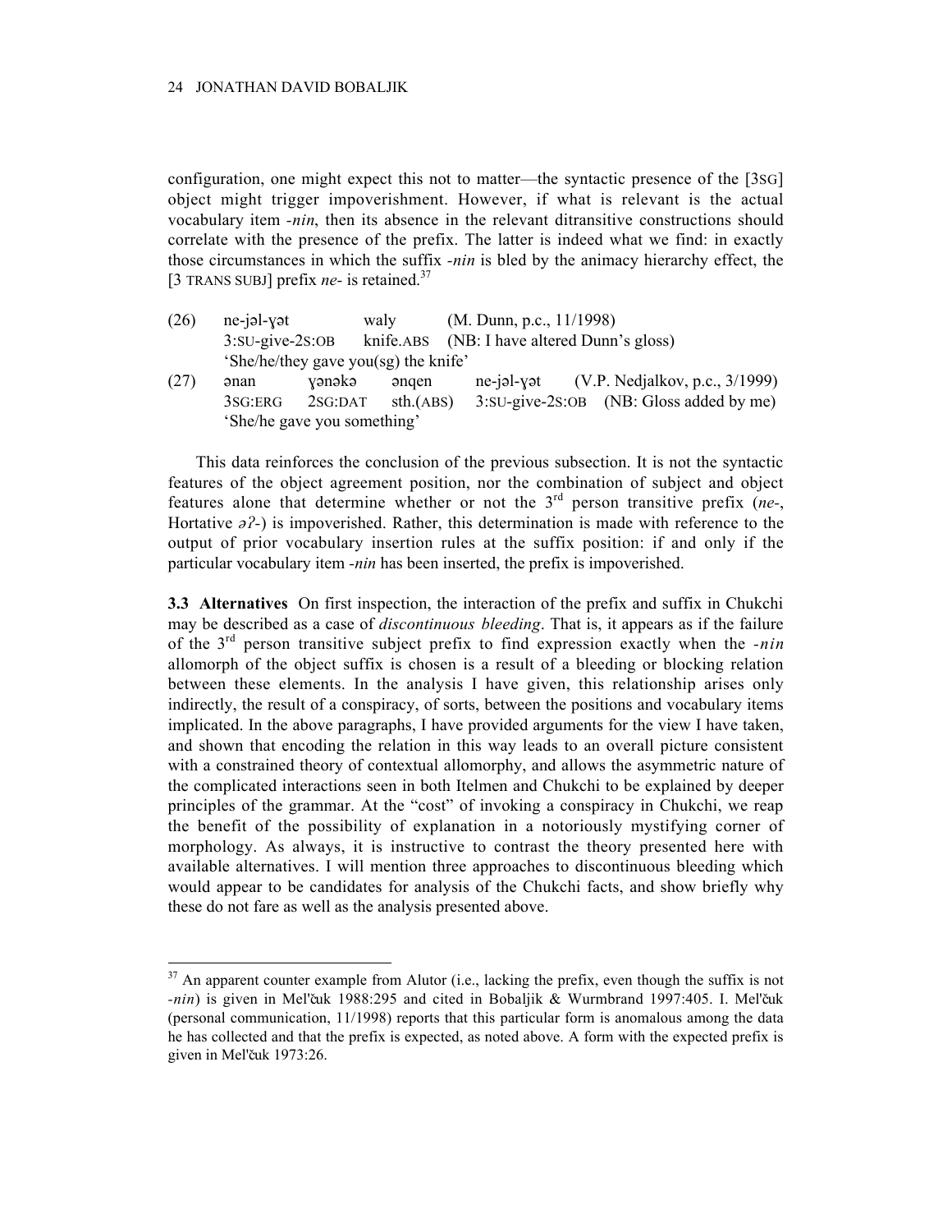configuration, one might expect this not to matter—the syntactic presence of the [3SG] object might trigger impoverishment. However, if what is relevant is the actual vocabulary item *-nin*, then its absence in the relevant ditransitive constructions should correlate with the presence of the prefix. The latter is indeed what we find: in exactly those circumstances in which the suffix *-nin* is bled by the animacy hierarchy effect, the [3 TRANS SUBJ] prefix *ne-* is retained.[37]

(26) ne-jəl-ɣət waly (M. Dunn, p.c., 11/1998)
3:SU-give-2S:OB knife.ABS (NB: I have altered Dunn's gloss)
'She/he/they gave you(sg) the knife'

(27) ənan ɣənəkə ənqen ne-jəl-ɣət (V.P. Nedjalkov, p.c., 3/1999)
3SG:ERG 2SG:DAT sth.(ABS) 3:SU-give-2S:OB (NB: Gloss added by me)
'She/he gave you something'

This data reinforces the conclusion of the previous subsection. It is not the syntactic features of the object agreement position, nor the combination of subject and object features alone that determine whether or not the 3rd person transitive prefix (*ne-*, Hortative *əʔ-*) is impoverished. Rather, this determination is made with reference to the output of prior vocabulary insertion rules at the suffix position: if and only if the particular vocabulary item *-nin* has been inserted, the prefix is impoverished.

**3.3 Alternatives** On first inspection, the interaction of the prefix and suffix in Chukchi may be described as a case of *discontinuous bleeding*. That is, it appears as if the failure of the 3rd person transitive subject prefix to find expression exactly when the *-nin* allomorph of the object suffix is chosen is a result of a bleeding or blocking relation between these elements. In the analysis I have given, this relationship arises only indirectly, the result of a conspiracy, of sorts, between the positions and vocabulary items implicated. In the above paragraphs, I have provided arguments for the view I have taken, and shown that encoding the relation in this way leads to an overall picture consistent with a constrained theory of contextual allomorphy, and allows the asymmetric nature of the complicated interactions seen in both Itelmen and Chukchi to be explained by deeper principles of the grammar. At the "cost" of invoking a conspiracy in Chukchi, we reap the benefit of the possibility of explanation in a notoriously mystifying corner of morphology. As always, it is instructive to contrast the theory presented here with available alternatives. I will mention three approaches to discontinuous bleeding which would appear to be candidates for analysis of the Chukchi facts, and show briefly why these do not fare as well as the analysis presented above.

[37] An apparent counter example from Alutor (i.e., lacking the prefix, even though the suffix is not *-nin*) is given in Mel'čuk 1988:295 and cited in Bobaljik & Wurmbrand 1997:405. I. Mel'čuk (personal communication, 11/1998) reports that this particular form is anomalous among the data he has collected and that the prefix is expected, as noted above. A form with the expected prefix is given in Mel'čuk 1973:26.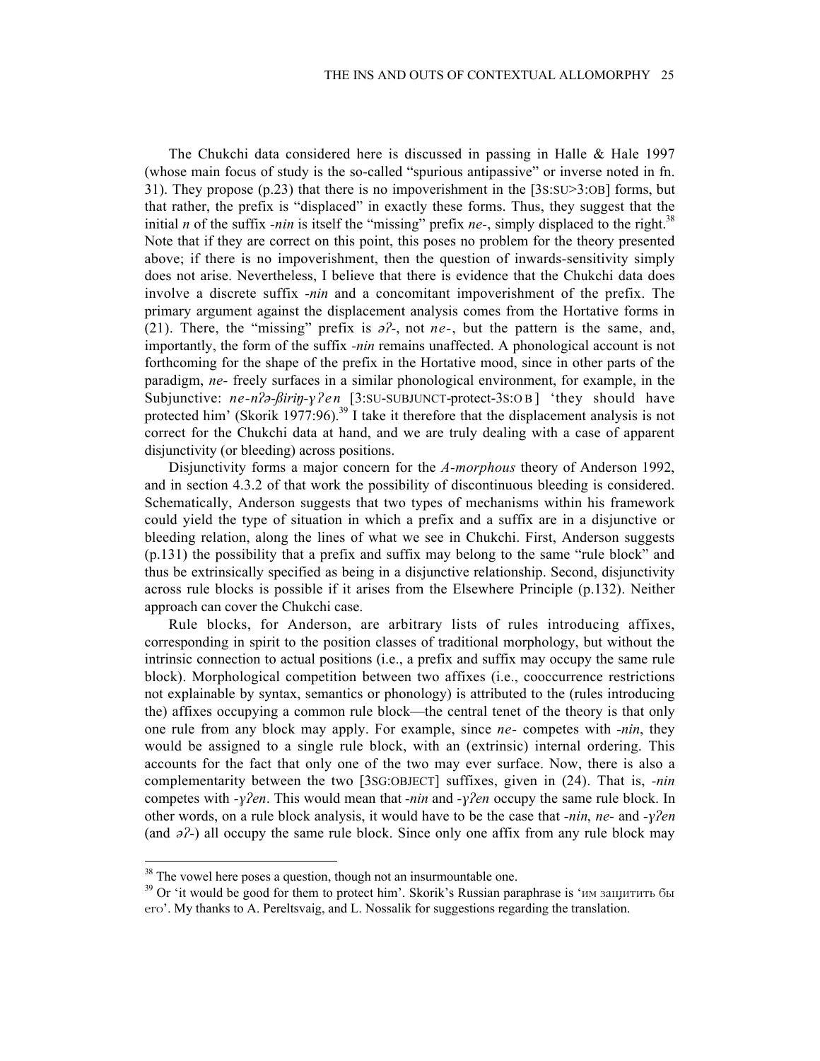The Chukchi data considered here is discussed in passing in Halle & Hale 1997 (whose main focus of study is the so-called "spurious antipassive" or inverse noted in fn. 31). They propose (p.23) that there is no impoverishment in the [3S:SU>3:OB] forms, but that rather, the prefix is "displaced" in exactly these forms. Thus, they suggest that the initial *n* of the suffix *-nin* is itself the "missing" prefix *ne-*, simply displaced to the right.[38] Note that if they are correct on this point, this poses no problem for the theory presented above; if there is no impoverishment, then the question of inwards-sensitivity simply does not arise. Nevertheless, I believe that there is evidence that the Chukchi data does involve a discrete suffix *-nin* and a concomitant impoverishment of the prefix. The primary argument against the displacement analysis comes from the Hortative forms in (21). There, the "missing" prefix is *əʔ-*, not *ne-*, but the pattern is the same, and, importantly, the form of the suffix *-nin* remains unaffected. A phonological account is not forthcoming for the shape of the prefix in the Hortative mood, since in other parts of the paradigm, *ne-* freely surfaces in a similar phonological environment, for example, in the Subjunctive: *ne-nʔə-ßiriŋ-ɣʔen* [3:SU-SUBJUNCT-protect-3S:OB] 'they should have protected him' (Skorik 1977:96).[39] I take it therefore that the displacement analysis is not correct for the Chukchi data at hand, and we are truly dealing with a case of apparent disjunctivity (or bleeding) across positions.

Disjunctivity forms a major concern for the *A-morphous* theory of Anderson 1992, and in section 4.3.2 of that work the possibility of discontinuous bleeding is considered. Schematically, Anderson suggests that two types of mechanisms within his framework could yield the type of situation in which a prefix and a suffix are in a disjunctive or bleeding relation, along the lines of what we see in Chukchi. First, Anderson suggests (p.131) the possibility that a prefix and suffix may belong to the same "rule block" and thus be extrinsically specified as being in a disjunctive relationship. Second, disjunctivity across rule blocks is possible if it arises from the Elsewhere Principle (p.132). Neither approach can cover the Chukchi case.

Rule blocks, for Anderson, are arbitrary lists of rules introducing affixes, corresponding in spirit to the position classes of traditional morphology, but without the intrinsic connection to actual positions (i.e., a prefix and suffix may occupy the same rule block). Morphological competition between two affixes (i.e., cooccurrence restrictions not explainable by syntax, semantics or phonology) is attributed to the (rules introducing the) affixes occupying a common rule block—the central tenet of the theory is that only one rule from any block may apply. For example, since *ne-* competes with *-nin*, they would be assigned to a single rule block, with an (extrinsic) internal ordering. This accounts for the fact that only one of the two may ever surface. Now, there is also a complementarity between the two [3SG:OBJECT] suffixes, given in (24). That is, *-nin* competes with *-ɣʔen*. This would mean that *-nin* and *-ɣʔen* occupy the same rule block. In other words, on a rule block analysis, it would have to be the case that *-nin*, *ne-* and *-ɣʔen* (and *əʔ-*) all occupy the same rule block. Since only one affix from any rule block may

[38] The vowel here poses a question, though not an insurmountable one.

[39] Or 'it would be good for them to protect him'. Skorik's Russian paraphrase is 'им защитить бы его'. My thanks to A. Pereltsvaig, and L. Nossalik for suggestions regarding the translation.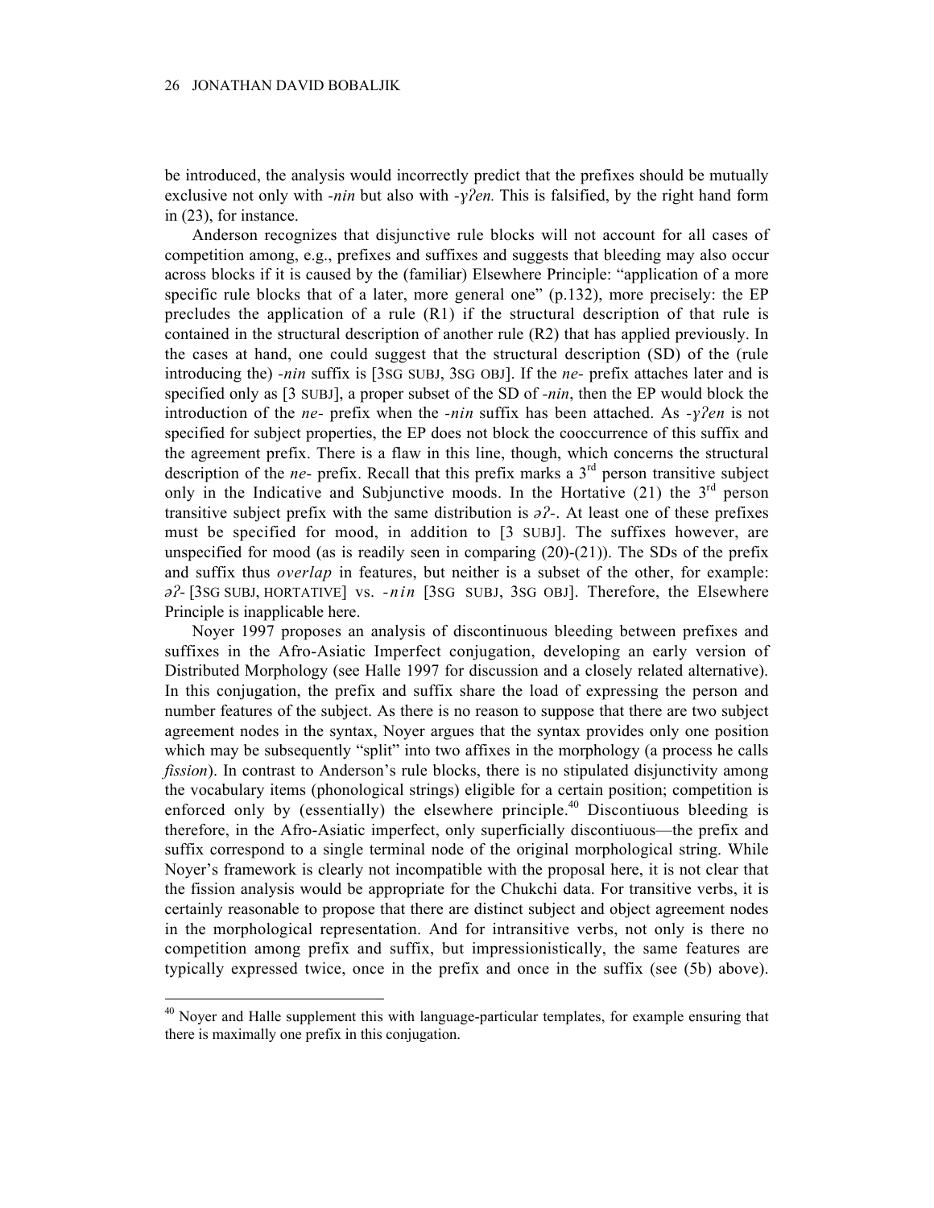be introduced, the analysis would incorrectly predict that the prefixes should be mutually exclusive not only with *-nin* but also with *-ɣʔen.* This is falsified, by the right hand form in (23), for instance.

Anderson recognizes that disjunctive rule blocks will not account for all cases of competition among, e.g., prefixes and suffixes and suggests that bleeding may also occur across blocks if it is caused by the (familiar) Elsewhere Principle: "application of a more specific rule blocks that of a later, more general one" (p.132), more precisely: the EP precludes the application of a rule (R1) if the structural description of that rule is contained in the structural description of another rule (R2) that has applied previously. In the cases at hand, one could suggest that the structural description (SD) of the (rule introducing the) *-nin* suffix is [3SG SUBJ, 3SG OBJ]. If the *ne-* prefix attaches later and is specified only as [3 SUBJ], a proper subset of the SD of *-nin*, then the EP would block the introduction of the *ne-* prefix when the *-nin* suffix has been attached. As *-ɣʔen* is not specified for subject properties, the EP does not block the cooccurrence of this suffix and the agreement prefix. There is a flaw in this line, though, which concerns the structural description of the *ne-* prefix. Recall that this prefix marks a 3rd person transitive subject only in the Indicative and Subjunctive moods. In the Hortative (21) the 3rd person transitive subject prefix with the same distribution is *əʔ-*. At least one of these prefixes must be specified for mood, in addition to [3 SUBJ]. The suffixes however, are unspecified for mood (as is readily seen in comparing (20)-(21)). The SDs of the prefix and suffix thus *overlap* in features, but neither is a subset of the other, for example: *əʔ-* [3SG SUBJ, HORTATIVE] vs. *-nin* [3SG SUBJ, 3SG OBJ]. Therefore, the Elsewhere Principle is inapplicable here.

Noyer 1997 proposes an analysis of discontinuous bleeding between prefixes and suffixes in the Afro-Asiatic Imperfect conjugation, developing an early version of Distributed Morphology (see Halle 1997 for discussion and a closely related alternative). In this conjugation, the prefix and suffix share the load of expressing the person and number features of the subject. As there is no reason to suppose that there are two subject agreement nodes in the syntax, Noyer argues that the syntax provides only one position which may be subsequently "split" into two affixes in the morphology (a process he calls *fission*). In contrast to Anderson's rule blocks, there is no stipulated disjunctivity among the vocabulary items (phonological strings) eligible for a certain position; competition is enforced only by (essentially) the elsewhere principle.[40] Discontiuous bleeding is therefore, in the Afro-Asiatic imperfect, only superficially discontiuous—the prefix and suffix correspond to a single terminal node of the original morphological string. While Noyer's framework is clearly not incompatible with the proposal here, it is not clear that the fission analysis would be appropriate for the Chukchi data. For transitive verbs, it is certainly reasonable to propose that there are distinct subject and object agreement nodes in the morphological representation. And for intransitive verbs, not only is there no competition among prefix and suffix, but impressionistically, the same features are typically expressed twice, once in the prefix and once in the suffix (see (5b) above).

[40] Noyer and Halle supplement this with language-particular templates, for example ensuring that there is maximally one prefix in this conjugation.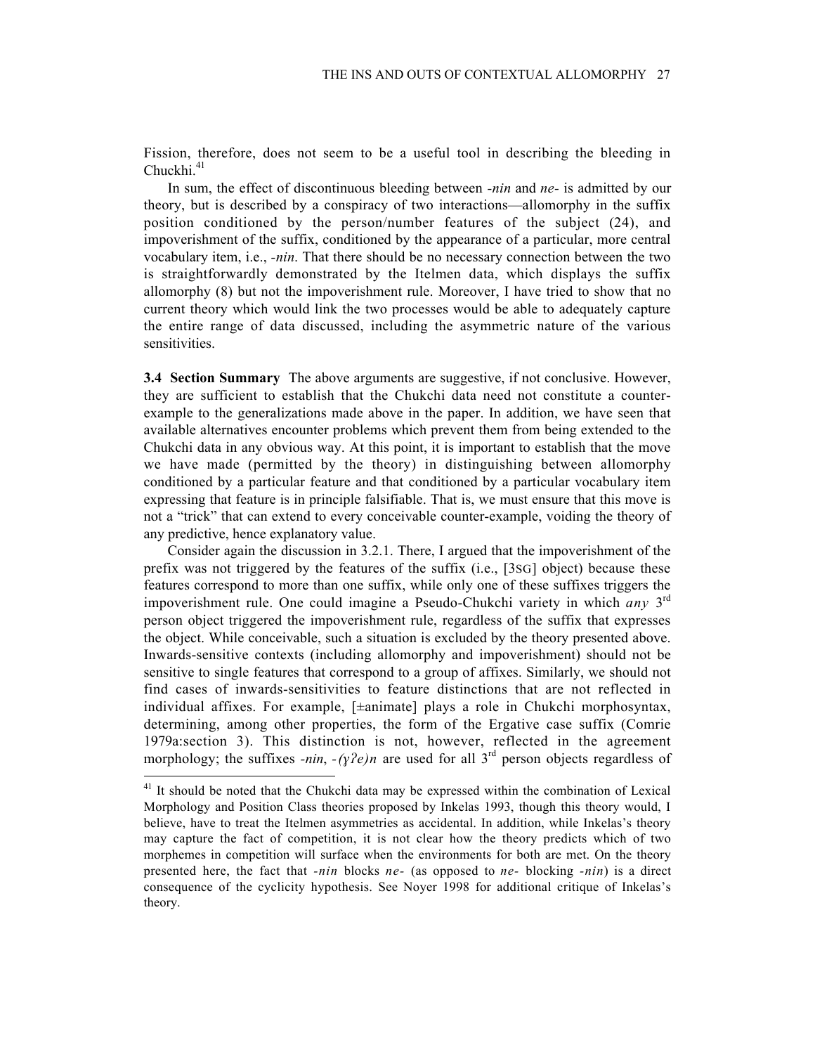Fission, therefore, does not seem to be a useful tool in describing the bleeding in Chuckhi.[41]

In sum, the effect of discontinuous bleeding between *-nin* and *ne-* is admitted by our theory, but is described by a conspiracy of two interactions—allomorphy in the suffix position conditioned by the person/number features of the subject (24), and impoverishment of the suffix, conditioned by the appearance of a particular, more central vocabulary item, i.e., *-nin*. That there should be no necessary connection between the two is straightforwardly demonstrated by the Itelmen data, which displays the suffix allomorphy (8) but not the impoverishment rule. Moreover, I have tried to show that no current theory which would link the two processes would be able to adequately capture the entire range of data discussed, including the asymmetric nature of the various sensitivities.

**3.4 Section Summary** The above arguments are suggestive, if not conclusive. However, they are sufficient to establish that the Chukchi data need not constitute a counter-example to the generalizations made above in the paper. In addition, we have seen that available alternatives encounter problems which prevent them from being extended to the Chukchi data in any obvious way. At this point, it is important to establish that the move we have made (permitted by the theory) in distinguishing between allomorphy conditioned by a particular feature and that conditioned by a particular vocabulary item expressing that feature is in principle falsifiable. That is, we must ensure that this move is not a "trick" that can extend to every conceivable counter-example, voiding the theory of any predictive, hence explanatory value.

Consider again the discussion in 3.2.1. There, I argued that the impoverishment of the prefix was not triggered by the features of the suffix (i.e., [3SG] object) because these features correspond to more than one suffix, while only one of these suffixes triggers the impoverishment rule. One could imagine a Pseudo-Chukchi variety in which *any* 3rd person object triggered the impoverishment rule, regardless of the suffix that expresses the object. While conceivable, such a situation is excluded by the theory presented above. Inwards-sensitive contexts (including allomorphy and impoverishment) should not be sensitive to single features that correspond to a group of affixes. Similarly, we should not find cases of inwards-sensitivities to feature distinctions that are not reflected in individual affixes. For example, [±animate] plays a role in Chukchi morphosyntax, determining, among other properties, the form of the Ergative case suffix (Comrie 1979a:section 3). This distinction is not, however, reflected in the agreement morphology; the suffixes *-nin*, *-(γʔe)n* are used for all 3rd person objects regardless of

[41] It should be noted that the Chukchi data may be expressed within the combination of Lexical Morphology and Position Class theories proposed by Inkelas 1993, though this theory would, I believe, have to treat the Itelmen asymmetries as accidental. In addition, while Inkelas's theory may capture the fact of competition, it is not clear how the theory predicts which of two morphemes in competition will surface when the environments for both are met. On the theory presented here, the fact that *-nin* blocks *ne-* (as opposed to *ne-* blocking *-nin*) is a direct consequence of the cyclicity hypothesis. See Noyer 1998 for additional critique of Inkelas's theory.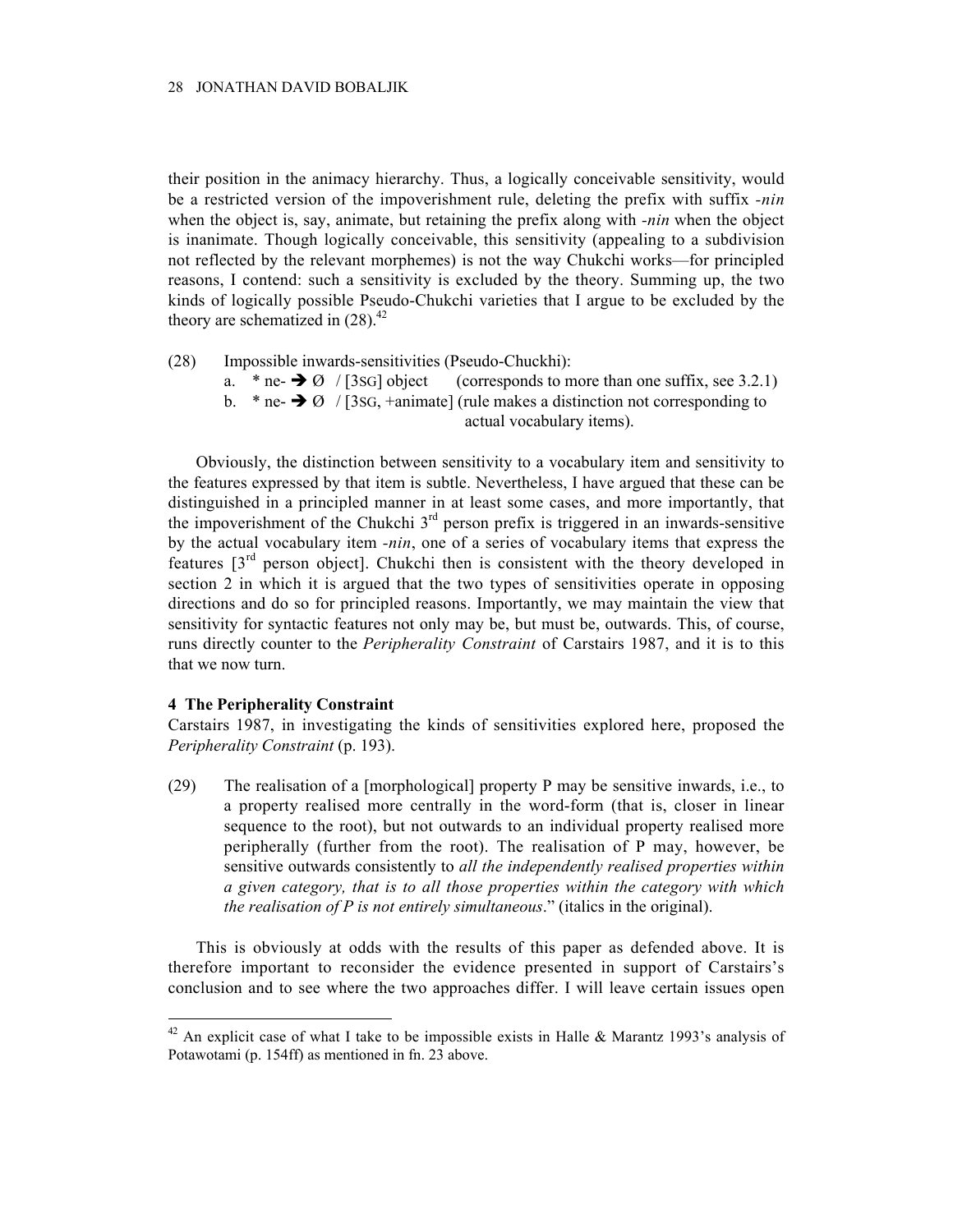their position in the animacy hierarchy. Thus, a logically conceivable sensitivity, would be a restricted version of the impoverishment rule, deleting the prefix with suffix *-nin* when the object is, say, animate, but retaining the prefix along with *-nin* when the object is inanimate. Though logically conceivable, this sensitivity (appealing to a subdivision not reflected by the relevant morphemes) is not the way Chukchi works—for principled reasons, I contend: such a sensitivity is excluded by the theory. Summing up, the two kinds of logically possible Pseudo-Chukchi varieties that I argue to be excluded by the theory are schematized in (28).[42]

(28) Impossible inwards-sensitivities (Pseudo-Chuckhi):

a. * ne- → Ø / [3SG] object (corresponds to more than one suffix, see 3.2.1)

b. * ne- → Ø / [3SG, +animate] (rule makes a distinction not corresponding to actual vocabulary items).

Obviously, the distinction between sensitivity to a vocabulary item and sensitivity to the features expressed by that item is subtle. Nevertheless, I have argued that these can be distinguished in a principled manner in at least some cases, and more importantly, that the impoverishment of the Chukchi 3rd person prefix is triggered in an inwards-sensitive by the actual vocabulary item *-nin*, one of a series of vocabulary items that express the features [3rd person object]. Chukchi then is consistent with the theory developed in section 2 in which it is argued that the two types of sensitivities operate in opposing directions and do so for principled reasons. Importantly, we may maintain the view that sensitivity for syntactic features not only may be, but must be, outwards. This, of course, runs directly counter to the *Peripherality Constraint* of Carstairs 1987, and it is to this that we now turn.

## 4 The Peripherality Constraint

Carstairs 1987, in investigating the kinds of sensitivities explored here, proposed the *Peripherality Constraint* (p. 193).

(29) The realisation of a [morphological] property P may be sensitive inwards, i.e., to a property realised more centrally in the word-form (that is, closer in linear sequence to the root), but not outwards to an individual property realised more peripherally (further from the root). The realisation of P may, however, be sensitive outwards consistently to *all the independently realised properties within a given category, that is to all those properties within the category with which the realisation of P is not entirely simultaneous*." (italics in the original).

This is obviously at odds with the results of this paper as defended above. It is therefore important to reconsider the evidence presented in support of Carstairs's conclusion and to see where the two approaches differ. I will leave certain issues open

---

[42] An explicit case of what I take to be impossible exists in Halle & Marantz 1993's analysis of Potawotami (p. 154ff) as mentioned in fn. 23 above.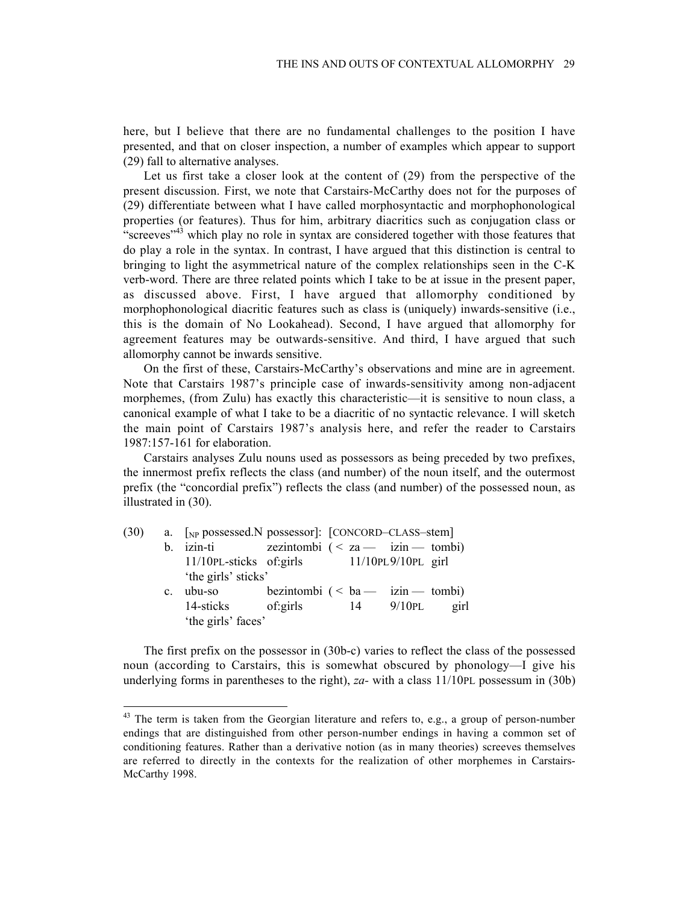here, but I believe that there are no fundamental challenges to the position I have presented, and that on closer inspection, a number of examples which appear to support (29) fall to alternative analyses.

Let us first take a closer look at the content of (29) from the perspective of the present discussion. First, we note that Carstairs-McCarthy does not for the purposes of (29) differentiate between what I have called morphosyntactic and morphophonological properties (or features). Thus for him, arbitrary diacritics such as conjugation class or "screeves"[43] which play no role in syntax are considered together with those features that do play a role in the syntax. In contrast, I have argued that this distinction is central to bringing to light the asymmetrical nature of the complex relationships seen in the C-K verb-word. There are three related points which I take to be at issue in the present paper, as discussed above. First, I have argued that allomorphy conditioned by morphophonological diacritic features such as class is (uniquely) inwards-sensitive (i.e., this is the domain of No Lookahead). Second, I have argued that allomorphy for agreement features may be outwards-sensitive. And third, I have argued that such allomorphy cannot be inwards sensitive.

On the first of these, Carstairs-McCarthy's observations and mine are in agreement. Note that Carstairs 1987's principle case of inwards-sensitivity among non-adjacent morphemes, (from Zulu) has exactly this characteristic—it is sensitive to noun class, a canonical example of what I take to be a diacritic of no syntactic relevance. I will sketch the main point of Carstairs 1987's analysis here, and refer the reader to Carstairs 1987:157-161 for elaboration.

Carstairs analyses Zulu nouns used as possessors as being preceded by two prefixes, the innermost prefix reflects the class (and number) of the noun itself, and the outermost prefix (the "concordial prefix") reflects the class (and number) of the possessed noun, as illustrated in (30).

(30) a. [$_{NP}$ possessed.N possessor]: [CONCORD–CLASS–stem]

b. izin-ti zezintombi ( < za — izin — tombi)
   11/10PL-sticks of:girls 11/10PL 9/10PL girl
   'the girls' sticks'

c. ubu-so bezintombi ( < ba — izin — tombi)
   14-sticks of:girls 14 9/10PL girl
   'the girls' faces'

The first prefix on the possessor in (30b-c) varies to reflect the class of the possessed noun (according to Carstairs, this is somewhat obscured by phonology—I give his underlying forms in parentheses to the right), *za-* with a class 11/10PL possessum in (30b)

---

[43] The term is taken from the Georgian literature and refers to, e.g., a group of person-number endings that are distinguished from other person-number endings in having a common set of conditioning features. Rather than a derivative notion (as in many theories) screeves themselves are referred to directly in the contexts for the realization of other morphemes in Carstairs-McCarthy 1998.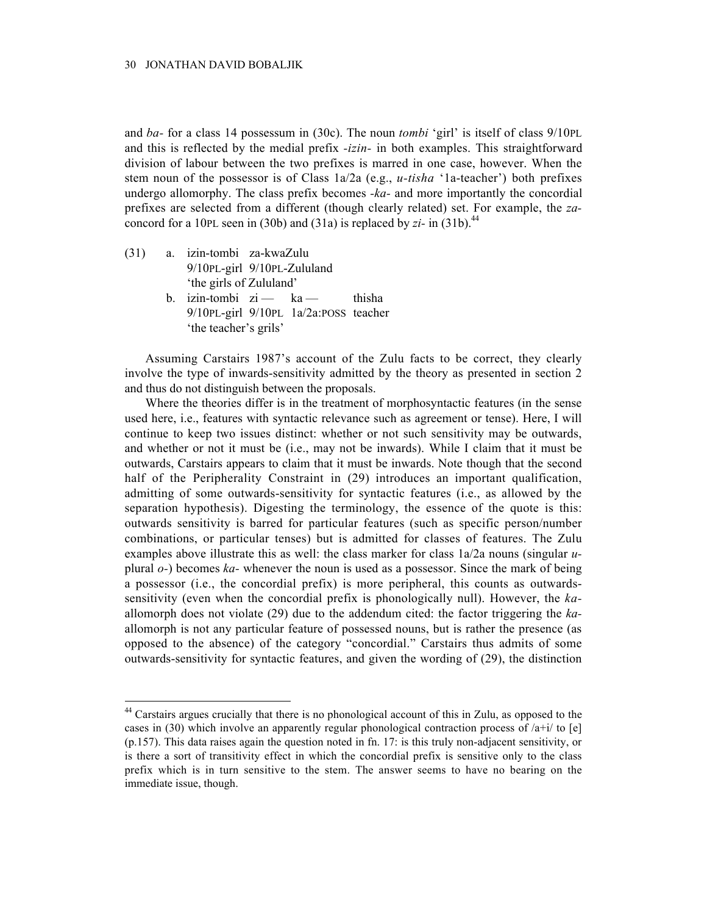and *ba-* for a class 14 possessum in (30c). The noun *tombi* 'girl' is itself of class 9/10PL and this is reflected by the medial prefix *-izin-* in both examples. This straightforward division of labour between the two prefixes is marred in one case, however. When the stem noun of the possessor is of Class 1a/2a (e.g., *u-tisha* '1a-teacher') both prefixes undergo allomorphy. The class prefix becomes *-ka-* and more importantly the concordial prefixes are selected from a different (though clearly related) set. For example, the *za-* concord for a 10PL seen in (30b) and (31a) is replaced by *zi-* in (31b).[44]

(31)
a. izin-tombi za-kwaZulu
   9/10PL-girl 9/10PL-Zululand
   'the girls of Zululand'
b. izin-tombi zi — ka — thisha
   9/10PL-girl 9/10PL 1a/2a:POSS teacher
   'the teacher's grils'

Assuming Carstairs 1987's account of the Zulu facts to be correct, they clearly involve the type of inwards-sensitivity admitted by the theory as presented in section 2 and thus do not distinguish between the proposals.

Where the theories differ is in the treatment of morphosyntactic features (in the sense used here, i.e., features with syntactic relevance such as agreement or tense). Here, I will continue to keep two issues distinct: whether or not such sensitivity may be outwards, and whether or not it must be (i.e., may not be inwards). While I claim that it must be outwards, Carstairs appears to claim that it must be inwards. Note though that the second half of the Peripherality Constraint in (29) introduces an important qualification, admitting of some outwards-sensitivity for syntactic features (i.e., as allowed by the separation hypothesis). Digesting the terminology, the essence of the quote is this: outwards sensitivity is barred for particular features (such as specific person/number combinations, or particular tenses) but is admitted for classes of features. The Zulu examples above illustrate this as well: the class marker for class 1a/2a nouns (singular *u-* plural *o-*) becomes *ka-* whenever the noun is used as a possessor. Since the mark of being a possessor (i.e., the concordial prefix) is more peripheral, this counts as outwards-sensitivity (even when the concordial prefix is phonologically null). However, the *ka-* allomorph does not violate (29) due to the addendum cited: the factor triggering the *ka-* allomorph is not any particular feature of possessed nouns, but is rather the presence (as opposed to the absence) of the category "concordial." Carstairs thus admits of some outwards-sensitivity for syntactic features, and given the wording of (29), the distinction

---

[44] Carstairs argues crucially that there is no phonological account of this in Zulu, as opposed to the cases in (30) which involve an apparently regular phonological contraction process of /a+i/ to [e] (p.157). This data raises again the question noted in fn. 17: is this truly non-adjacent sensitivity, or is there a sort of transitivity effect in which the concordial prefix is sensitive only to the class prefix which is in turn sensitive to the stem. The answer seems to have no bearing on the immediate issue, though.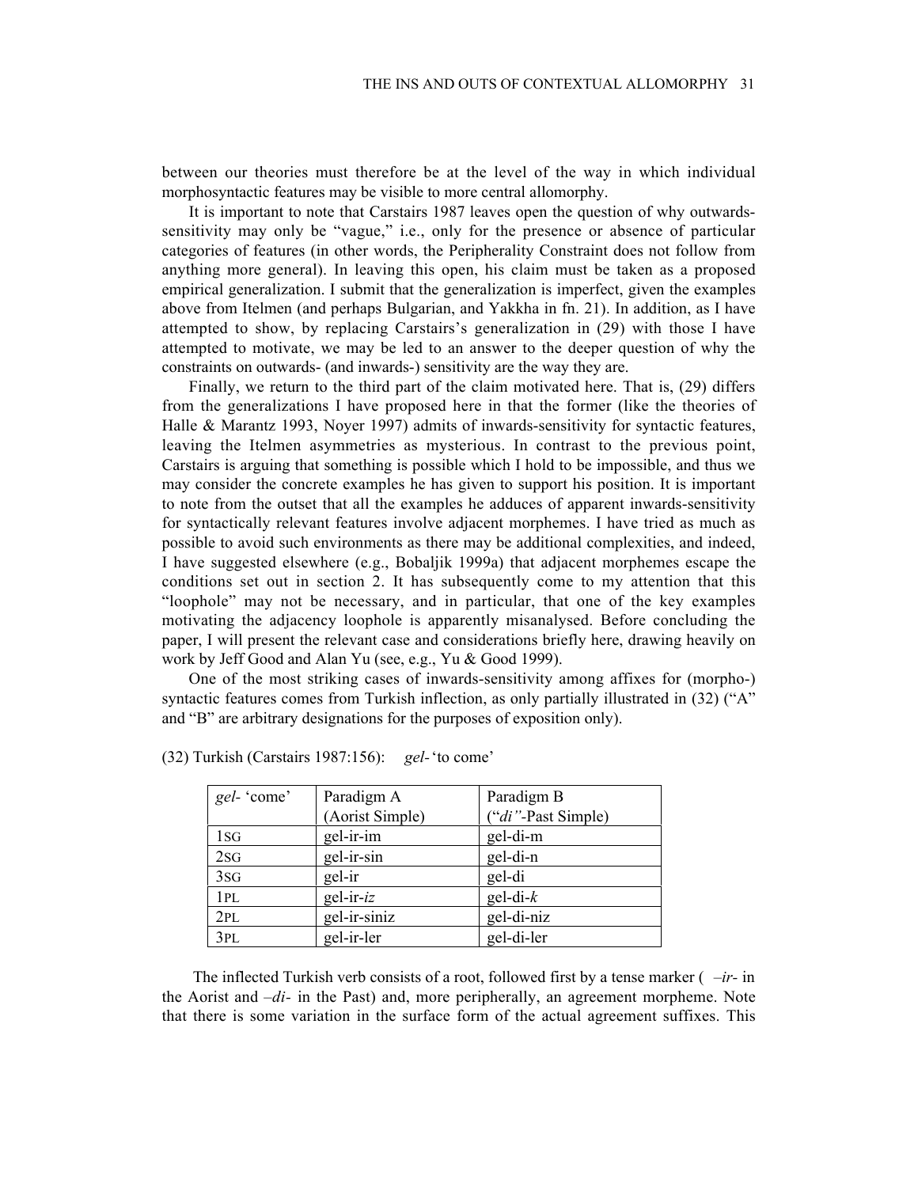between our theories must therefore be at the level of the way in which individual morphosyntactic features may be visible to more central allomorphy.

It is important to note that Carstairs 1987 leaves open the question of why outwards-sensitivity may only be "vague," i.e., only for the presence or absence of particular categories of features (in other words, the Peripherality Constraint does not follow from anything more general). In leaving this open, his claim must be taken as a proposed empirical generalization. I submit that the generalization is imperfect, given the examples above from Itelmen (and perhaps Bulgarian, and Yakkha in fn. 21). In addition, as I have attempted to show, by replacing Carstairs's generalization in (29) with those I have attempted to motivate, we may be led to an answer to the deeper question of why the constraints on outwards- (and inwards-) sensitivity are the way they are.

Finally, we return to the third part of the claim motivated here. That is, (29) differs from the generalizations I have proposed here in that the former (like the theories of Halle & Marantz 1993, Noyer 1997) admits of inwards-sensitivity for syntactic features, leaving the Itelmen asymmetries as mysterious. In contrast to the previous point, Carstairs is arguing that something is possible which I hold to be impossible, and thus we may consider the concrete examples he has given to support his position. It is important to note from the outset that all the examples he adduces of apparent inwards-sensitivity for syntactically relevant features involve adjacent morphemes. I have tried as much as possible to avoid such environments as there may be additional complexities, and indeed, I have suggested elsewhere (e.g., Bobaljik 1999a) that adjacent morphemes escape the conditions set out in section 2. It has subsequently come to my attention that this "loophole" may not be necessary, and in particular, that one of the key examples motivating the adjacency loophole is apparently misanalysed. Before concluding the paper, I will present the relevant case and considerations briefly here, drawing heavily on work by Jeff Good and Alan Yu (see, e.g., Yu & Good 1999).

One of the most striking cases of inwards-sensitivity among affixes for (morpho-) syntactic features comes from Turkish inflection, as only partially illustrated in (32) ("A" and "B" are arbitrary designations for the purposes of exposition only).

(32) Turkish (Carstairs 1987:156): *gel-* 'to come'

| *gel-* 'come' | Paradigm A (Aorist Simple) | Paradigm B ("*di"*-Past Simple) |
|---|---|---|
| 1SG | gel-ir-im | gel-di-m |
| 2SG | gel-ir-sin | gel-di-n |
| 3SG | gel-ir | gel-di |
| 1PL | gel-ir-*iz* | gel-di-*k* |
| 2PL | gel-ir-siniz | gel-di-niz |
| 3PL | gel-ir-ler | gel-di-ler |

The inflected Turkish verb consists of a root, followed first by a tense marker ( *–ir-* in the Aorist and *–di-* in the Past) and, more peripherally, an agreement morpheme. Note that there is some variation in the surface form of the actual agreement suffixes. This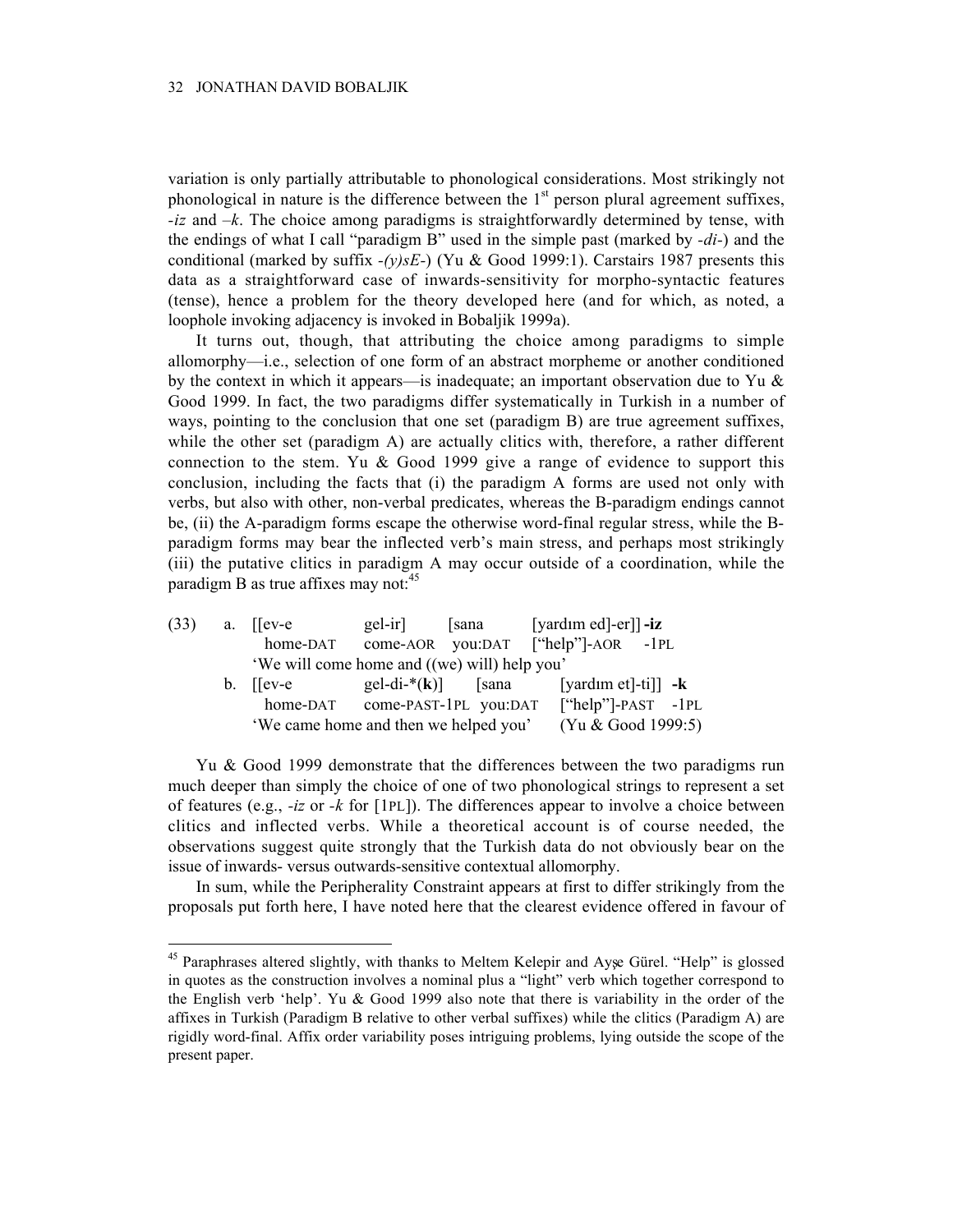variation is only partially attributable to phonological considerations. Most strikingly not phonological in nature is the difference between the 1st person plural agreement suffixes, *-iz* and *–k*. The choice among paradigms is straightforwardly determined by tense, with the endings of what I call "paradigm B" used in the simple past (marked by *-di-*) and the conditional (marked by suffix *-(y)sE-*) (Yu & Good 1999:1). Carstairs 1987 presents this data as a straightforward case of inwards-sensitivity for morpho-syntactic features (tense), hence a problem for the theory developed here (and for which, as noted, a loophole invoking adjacency is invoked in Bobaljik 1999a).

It turns out, though, that attributing the choice among paradigms to simple allomorphy—i.e., selection of one form of an abstract morpheme or another conditioned by the context in which it appears—is inadequate; an important observation due to Yu & Good 1999. In fact, the two paradigms differ systematically in Turkish in a number of ways, pointing to the conclusion that one set (paradigm B) are true agreement suffixes, while the other set (paradigm A) are actually clitics with, therefore, a rather different connection to the stem. Yu & Good 1999 give a range of evidence to support this conclusion, including the facts that (i) the paradigm A forms are used not only with verbs, but also with other, non-verbal predicates, whereas the B-paradigm endings cannot be, (ii) the A-paradigm forms escape the otherwise word-final regular stress, while the B-paradigm forms may bear the inflected verb's main stress, and perhaps most strikingly (iii) the putative clitics in paradigm A may occur outside of a coordination, while the paradigm B as true affixes may not:[45]

(33) a. [[ev-e gel-ir] [sana [yardım ed]-er]] **-iz**
home-DAT come-AOR you:DAT ["help"]-AOR -1PL
'We will come home and ((we) will) help you'

b. [[ev-e gel-di-*(**k**)] [sana [yardım et]-ti]] **-k**
home-DAT come-PAST-1PL you:DAT ["help"]-PAST -1PL
'We came home and then we helped you' (Yu & Good 1999:5)

Yu & Good 1999 demonstrate that the differences between the two paradigms run much deeper than simply the choice of one of two phonological strings to represent a set of features (e.g., *-iz* or *-k* for [1PL]). The differences appear to involve a choice between clitics and inflected verbs. While a theoretical account is of course needed, the observations suggest quite strongly that the Turkish data do not obviously bear on the issue of inwards- versus outwards-sensitive contextual allomorphy.

In sum, while the Peripherality Constraint appears at first to differ strikingly from the proposals put forth here, I have noted here that the clearest evidence offered in favour of

---

[45] Paraphrases altered slightly, with thanks to Meltem Kelepir and Ayşe Gürel. "Help" is glossed in quotes as the construction involves a nominal plus a "light" verb which together correspond to the English verb 'help'. Yu & Good 1999 also note that there is variability in the order of the affixes in Turkish (Paradigm B relative to other verbal suffixes) while the clitics (Paradigm A) are rigidly word-final. Affix order variability poses intriguing problems, lying outside the scope of the present paper.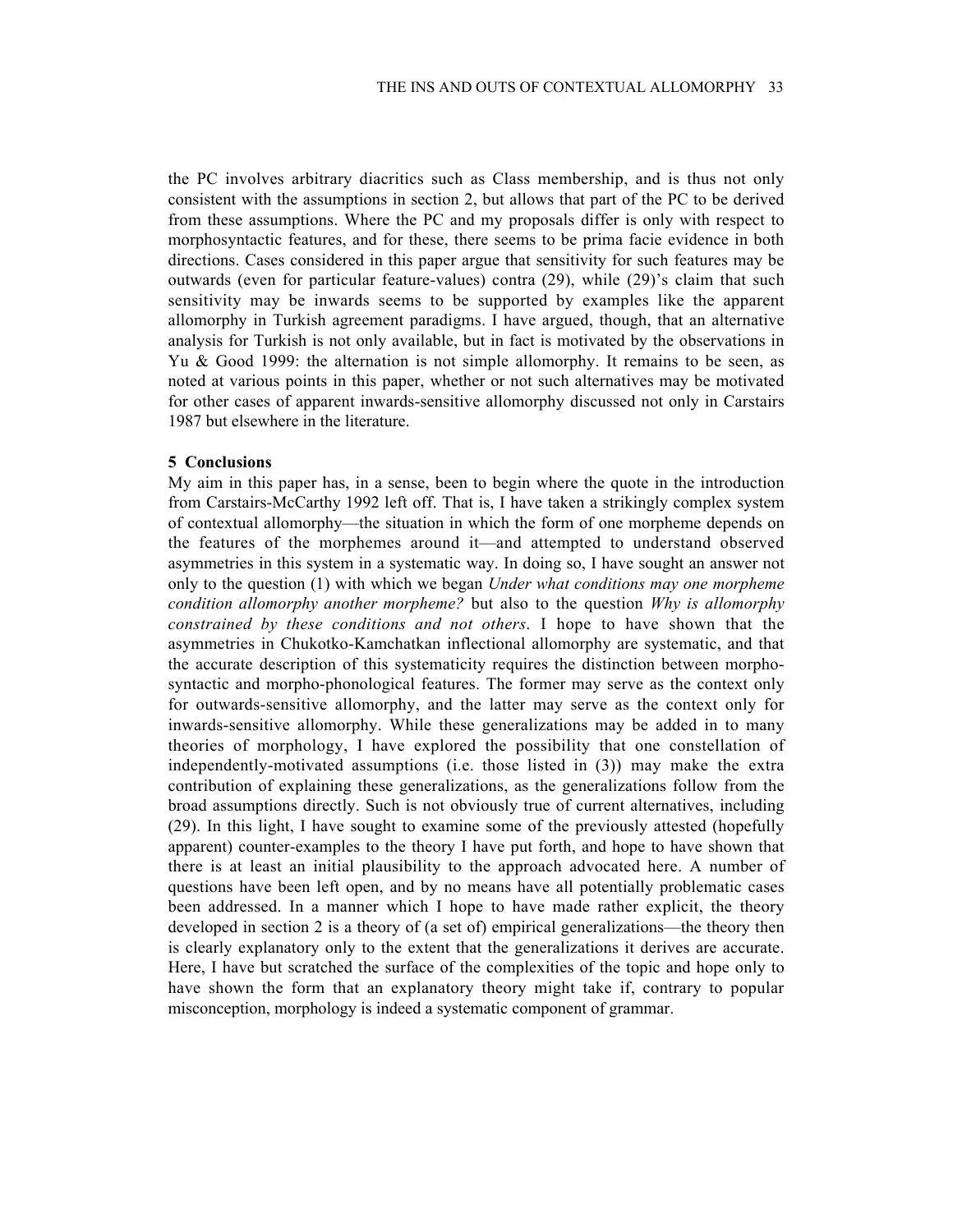the PC involves arbitrary diacritics such as Class membership, and is thus not only consistent with the assumptions in section 2, but allows that part of the PC to be derived from these assumptions. Where the PC and my proposals differ is only with respect to morphosyntactic features, and for these, there seems to be prima facie evidence in both directions. Cases considered in this paper argue that sensitivity for such features may be outwards (even for particular feature-values) contra (29), while (29)'s claim that such sensitivity may be inwards seems to be supported by examples like the apparent allomorphy in Turkish agreement paradigms. I have argued, though, that an alternative analysis for Turkish is not only available, but in fact is motivated by the observations in Yu & Good 1999: the alternation is not simple allomorphy. It remains to be seen, as noted at various points in this paper, whether or not such alternatives may be motivated for other cases of apparent inwards-sensitive allomorphy discussed not only in Carstairs 1987 but elsewhere in the literature.

## 5 Conclusions

My aim in this paper has, in a sense, been to begin where the quote in the introduction from Carstairs-McCarthy 1992 left off. That is, I have taken a strikingly complex system of contextual allomorphy—the situation in which the form of one morpheme depends on the features of the morphemes around it—and attempted to understand observed asymmetries in this system in a systematic way. In doing so, I have sought an answer not only to the question (1) with which we began *Under what conditions may one morpheme condition allomorphy another morpheme?* but also to the question *Why is allomorphy constrained by these conditions and not others*. I hope to have shown that the asymmetries in Chukotko-Kamchatkan inflectional allomorphy are systematic, and that the accurate description of this systematicity requires the distinction between morpho-syntactic and morpho-phonological features. The former may serve as the context only for outwards-sensitive allomorphy, and the latter may serve as the context only for inwards-sensitive allomorphy. While these generalizations may be added in to many theories of morphology, I have explored the possibility that one constellation of independently-motivated assumptions (i.e. those listed in (3)) may make the extra contribution of explaining these generalizations, as the generalizations follow from the broad assumptions directly. Such is not obviously true of current alternatives, including (29). In this light, I have sought to examine some of the previously attested (hopefully apparent) counter-examples to the theory I have put forth, and hope to have shown that there is at least an initial plausibility to the approach advocated here. A number of questions have been left open, and by no means have all potentially problematic cases been addressed. In a manner which I hope to have made rather explicit, the theory developed in section 2 is a theory of (a set of) empirical generalizations—the theory then is clearly explanatory only to the extent that the generalizations it derives are accurate. Here, I have but scratched the surface of the complexities of the topic and hope only to have shown the form that an explanatory theory might take if, contrary to popular misconception, morphology is indeed a systematic component of grammar.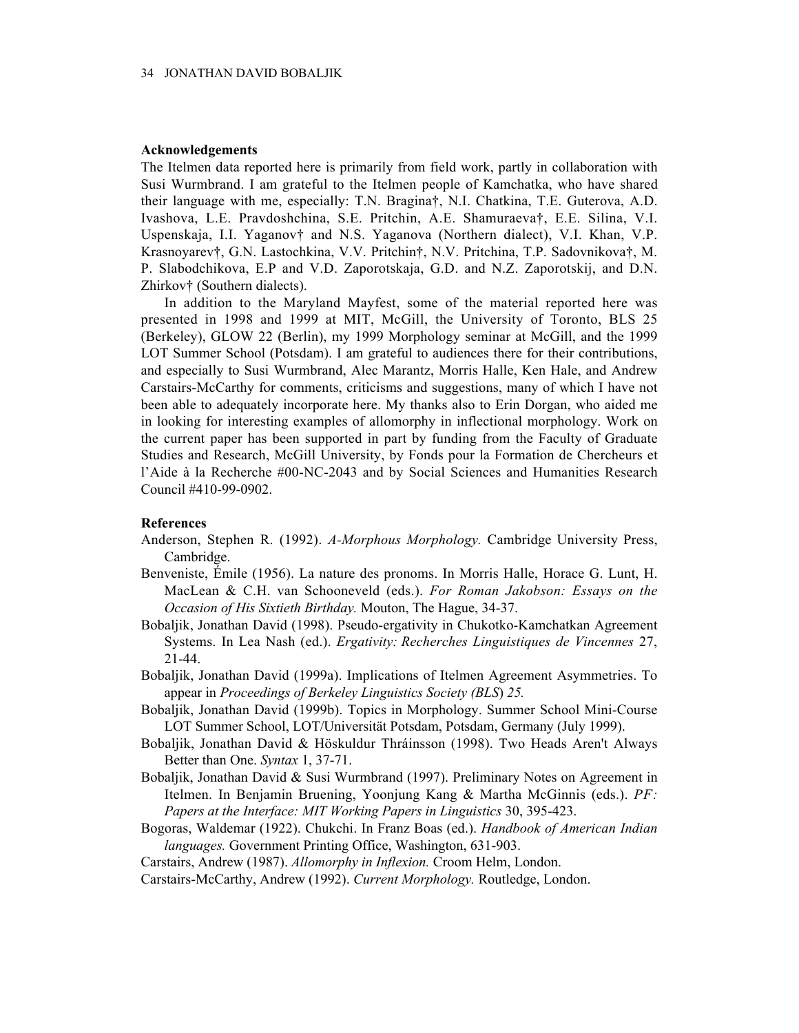## Acknowledgements

The Itelmen data reported here is primarily from field work, partly in collaboration with Susi Wurmbrand. I am grateful to the Itelmen people of Kamchatka, who have shared their language with me, especially: T.N. Bragina†, N.I. Chatkina, T.E. Guterova, A.D. Ivashova, L.E. Pravdoshchina, S.E. Pritchin, A.E. Shamuraeva†, E.E. Silina, V.I. Uspenskaja, I.I. Yaganov† and N.S. Yaganova (Northern dialect), V.I. Khan, V.P. Krasnoyarev†, G.N. Lastochkina, V.V. Pritchin†, N.V. Pritchina, T.P. Sadovnikova†, M. P. Slabodchikova, E.P and V.D. Zaporotskaja, G.D. and N.Z. Zaporotskij, and D.N. Zhirkov† (Southern dialects).

In addition to the Maryland Mayfest, some of the material reported here was presented in 1998 and 1999 at MIT, McGill, the University of Toronto, BLS 25 (Berkeley), GLOW 22 (Berlin), my 1999 Morphology seminar at McGill, and the 1999 LOT Summer School (Potsdam). I am grateful to audiences there for their contributions, and especially to Susi Wurmbrand, Alec Marantz, Morris Halle, Ken Hale, and Andrew Carstairs-McCarthy for comments, criticisms and suggestions, many of which I have not been able to adequately incorporate here. My thanks also to Erin Dorgan, who aided me in looking for interesting examples of allomorphy in inflectional morphology. Work on the current paper has been supported in part by funding from the Faculty of Graduate Studies and Research, McGill University, by Fonds pour la Formation de Chercheurs et l'Aide à la Recherche #00-NC-2043 and by Social Sciences and Humanities Research Council #410-99-0902.

## References

Anderson, Stephen R. (1992). *A-Morphous Morphology.* Cambridge University Press, Cambridge.

Benveniste, Émile (1956). La nature des pronoms. In Morris Halle, Horace G. Lunt, H. MacLean & C.H. van Schooneveld (eds.). *For Roman Jakobson: Essays on the Occasion of His Sixtieth Birthday.* Mouton, The Hague, 34-37.

Bobaljik, Jonathan David (1998). Pseudo-ergativity in Chukotko-Kamchatkan Agreement Systems. In Lea Nash (ed.). *Ergativity: Recherches Linguistiques de Vincennes* 27, 21-44.

Bobaljik, Jonathan David (1999a). Implications of Itelmen Agreement Asymmetries. To appear in *Proceedings of Berkeley Linguistics Society (BLS) 25.*

Bobaljik, Jonathan David (1999b). Topics in Morphology. Summer School Mini-Course LOT Summer School, LOT/Universität Potsdam, Potsdam, Germany (July 1999).

Bobaljik, Jonathan David & Höskuldur Thráinsson (1998). Two Heads Aren't Always Better than One. *Syntax* 1, 37-71.

Bobaljik, Jonathan David & Susi Wurmbrand (1997). Preliminary Notes on Agreement in Itelmen. In Benjamin Bruening, Yoonjung Kang & Martha McGinnis (eds.). *PF: Papers at the Interface: MIT Working Papers in Linguistics* 30, 395-423.

Bogoras, Waldemar (1922). Chukchi. In Franz Boas (ed.). *Handbook of American Indian languages.* Government Printing Office, Washington, 631-903.

Carstairs, Andrew (1987). *Allomorphy in Inflexion.* Croom Helm, London.

Carstairs-McCarthy, Andrew (1992). *Current Morphology.* Routledge, London.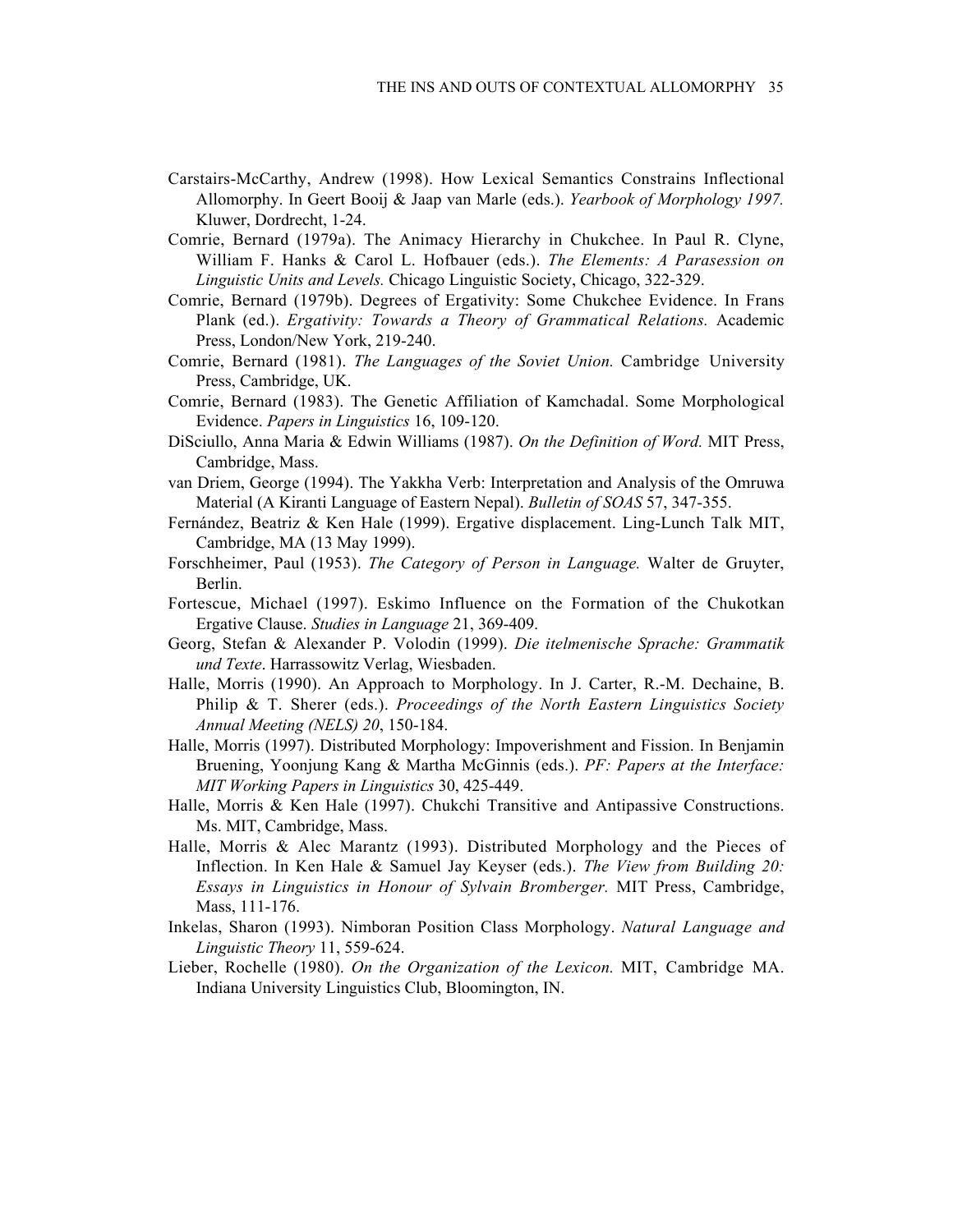Carstairs-McCarthy, Andrew (1998). How Lexical Semantics Constrains Inflectional Allomorphy. In Geert Booij & Jaap van Marle (eds.). *Yearbook of Morphology 1997.* Kluwer, Dordrecht, 1-24.

Comrie, Bernard (1979a). The Animacy Hierarchy in Chukchee. In Paul R. Clyne, William F. Hanks & Carol L. Hofbauer (eds.). *The Elements: A Parasession on Linguistic Units and Levels.* Chicago Linguistic Society, Chicago, 322-329.

Comrie, Bernard (1979b). Degrees of Ergativity: Some Chukchee Evidence. In Frans Plank (ed.). *Ergativity: Towards a Theory of Grammatical Relations.* Academic Press, London/New York, 219-240.

Comrie, Bernard (1981). *The Languages of the Soviet Union.* Cambridge University Press, Cambridge, UK.

Comrie, Bernard (1983). The Genetic Affiliation of Kamchadal. Some Morphological Evidence. *Papers in Linguistics* 16, 109-120.

DiSciullo, Anna Maria & Edwin Williams (1987). *On the Definition of Word.* MIT Press, Cambridge, Mass.

van Driem, George (1994). The Yakkha Verb: Interpretation and Analysis of the Omruwa Material (A Kiranti Language of Eastern Nepal). *Bulletin of SOAS* 57, 347-355.

Fernández, Beatriz & Ken Hale (1999). Ergative displacement. Ling-Lunch Talk MIT, Cambridge, MA (13 May 1999).

Forschheimer, Paul (1953). *The Category of Person in Language.* Walter de Gruyter, Berlin.

Fortescue, Michael (1997). Eskimo Influence on the Formation of the Chukotkan Ergative Clause. *Studies in Language* 21, 369-409.

Georg, Stefan & Alexander P. Volodin (1999). *Die itelmenische Sprache: Grammatik und Texte*. Harrassowitz Verlag, Wiesbaden.

Halle, Morris (1990). An Approach to Morphology. In J. Carter, R.-M. Dechaine, B. Philip & T. Sherer (eds.). *Proceedings of the North Eastern Linguistics Society Annual Meeting (NELS) 20*, 150-184.

Halle, Morris (1997). Distributed Morphology: Impoverishment and Fission. In Benjamin Bruening, Yoonjung Kang & Martha McGinnis (eds.). *PF: Papers at the Interface: MIT Working Papers in Linguistics* 30, 425-449.

Halle, Morris & Ken Hale (1997). Chukchi Transitive and Antipassive Constructions. Ms. MIT, Cambridge, Mass.

Halle, Morris & Alec Marantz (1993). Distributed Morphology and the Pieces of Inflection. In Ken Hale & Samuel Jay Keyser (eds.). *The View from Building 20: Essays in Linguistics in Honour of Sylvain Bromberger.* MIT Press, Cambridge, Mass, 111-176.

Inkelas, Sharon (1993). Nimboran Position Class Morphology. *Natural Language and Linguistic Theory* 11, 559-624.

Lieber, Rochelle (1980). *On the Organization of the Lexicon.* MIT, Cambridge MA. Indiana University Linguistics Club, Bloomington, IN.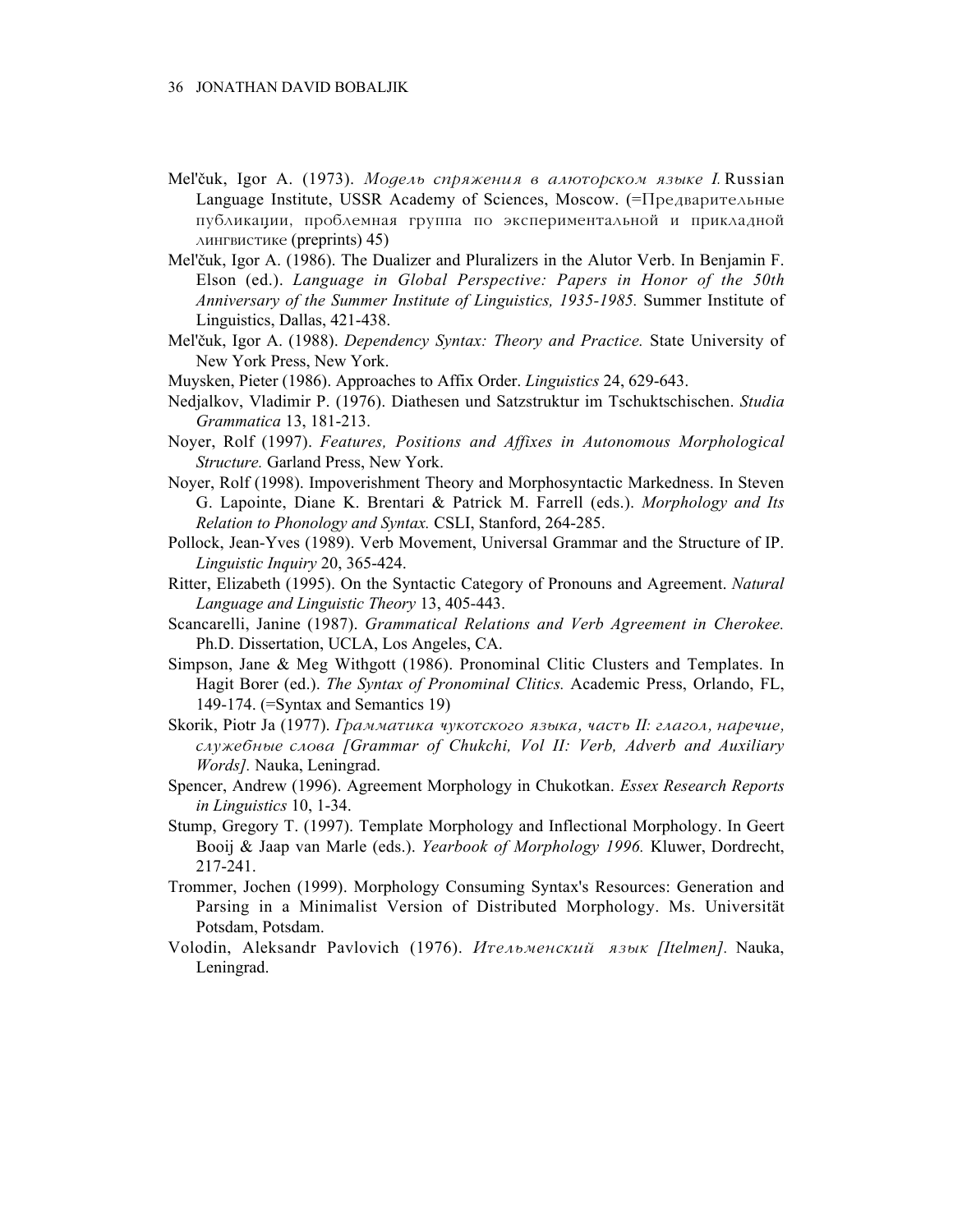Mel'čuk, Igor A. (1973). *Модель спряжения в алюторском языке I.* Russian Language Institute, USSR Academy of Sciences, Moscow. (=Предварительные публикации, проблемная группа по экспериментальной и прикладной лингвистике (preprints) 45)

Mel'čuk, Igor A. (1986). The Dualizer and Pluralizers in the Alutor Verb. In Benjamin F. Elson (ed.). *Language in Global Perspective: Papers in Honor of the 50th Anniversary of the Summer Institute of Linguistics, 1935-1985.* Summer Institute of Linguistics, Dallas, 421-438.

Mel'čuk, Igor A. (1988). *Dependency Syntax: Theory and Practice.* State University of New York Press, New York.

Muysken, Pieter (1986). Approaches to Affix Order. *Linguistics* 24, 629-643.

Nedjalkov, Vladimir P. (1976). Diathesen und Satzstruktur im Tschuktschischen. *Studia Grammatica* 13, 181-213.

Noyer, Rolf (1997). *Features, Positions and Affixes in Autonomous Morphological Structure.* Garland Press, New York.

Noyer, Rolf (1998). Impoverishment Theory and Morphosyntactic Markedness. In Steven G. Lapointe, Diane K. Brentari & Patrick M. Farrell (eds.). *Morphology and Its Relation to Phonology and Syntax.* CSLI, Stanford, 264-285.

Pollock, Jean-Yves (1989). Verb Movement, Universal Grammar and the Structure of IP. *Linguistic Inquiry* 20, 365-424.

Ritter, Elizabeth (1995). On the Syntactic Category of Pronouns and Agreement. *Natural Language and Linguistic Theory* 13, 405-443.

Scancarelli, Janine (1987). *Grammatical Relations and Verb Agreement in Cherokee.* Ph.D. Dissertation, UCLA, Los Angeles, CA.

Simpson, Jane & Meg Withgott (1986). Pronominal Clitic Clusters and Templates. In Hagit Borer (ed.). *The Syntax of Pronominal Clitics.* Academic Press, Orlando, FL, 149-174. (=Syntax and Semantics 19)

Skorik, Piotr Ja (1977). *Грамматика чукотского языка, часть II: глагол, наречие, служебные слова [Grammar of Chukchi, Vol II: Verb, Adverb and Auxiliary Words].* Nauka, Leningrad.

Spencer, Andrew (1996). Agreement Morphology in Chukotkan. *Essex Research Reports in Linguistics* 10, 1-34.

Stump, Gregory T. (1997). Template Morphology and Inflectional Morphology. In Geert Booij & Jaap van Marle (eds.). *Yearbook of Morphology 1996.* Kluwer, Dordrecht, 217-241.

Trommer, Jochen (1999). Morphology Consuming Syntax's Resources: Generation and Parsing in a Minimalist Version of Distributed Morphology. Ms. Universität Potsdam, Potsdam.

Volodin, Aleksandr Pavlovich (1976). *Ительменский язык [Itelmen].* Nauka, Leningrad.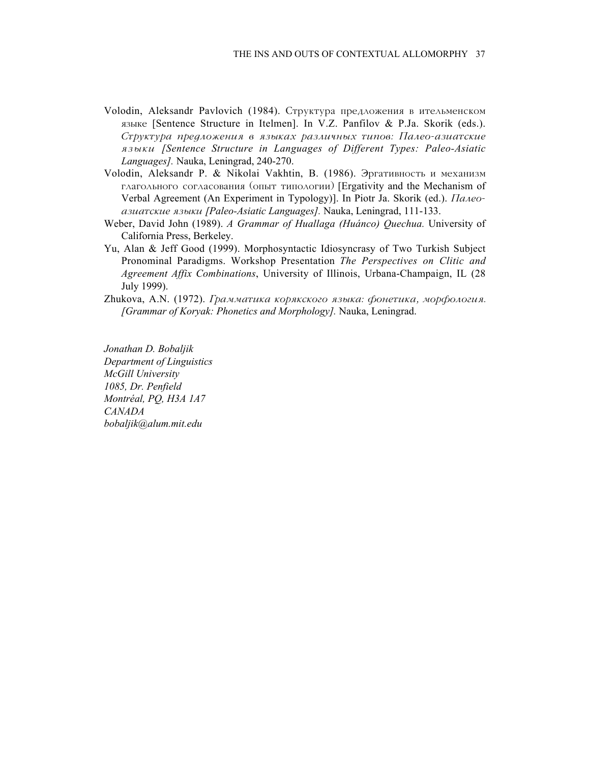Volodin, Aleksandr Pavlovich (1984). Структура предложения в ительменском языке [Sentence Structure in Itelmen]. In V.Z. Panfilov & P.Ja. Skorik (eds.). *Структура предложения в языках различных типов: Палео-азиатские языки [Sentence Structure in Languages of Different Types: Paleo-Asiatic Languages]*. Nauka, Leningrad, 240-270.

Volodin, Aleksandr P. & Nikolai Vakhtin, B. (1986). Эргативность и механизм глагольного согласования (опыт типологии) [Ergativity and the Mechanism of Verbal Agreement (An Experiment in Typology)]. In Piotr Ja. Skorik (ed.). *Палео-азиатские языки [Paleo-Asiatic Languages]*. Nauka, Leningrad, 111-133.

Weber, David John (1989). *A Grammar of Huallaga (Huánco) Quechua.* University of California Press, Berkeley.

Yu, Alan & Jeff Good (1999). Morphosyntactic Idiosyncrasy of Two Turkish Subject Pronominal Paradigms. Workshop Presentation *The Perspectives on Clitic and Agreement Affix Combinations*, University of Illinois, Urbana-Champaign, IL (28 July 1999).

Zhukova, A.N. (1972). *Грамматика корякского языка: фонетика, морфология. [Grammar of Koryak: Phonetics and Morphology]*. Nauka, Leningrad.

*Jonathan D. Bobaljik*
*Department of Linguistics*
*McGill University*
*1085, Dr. Penfield*
*Montréal, PQ, H3A 1A7*
*CANADA*
*bobaljik@alum.mit.edu*